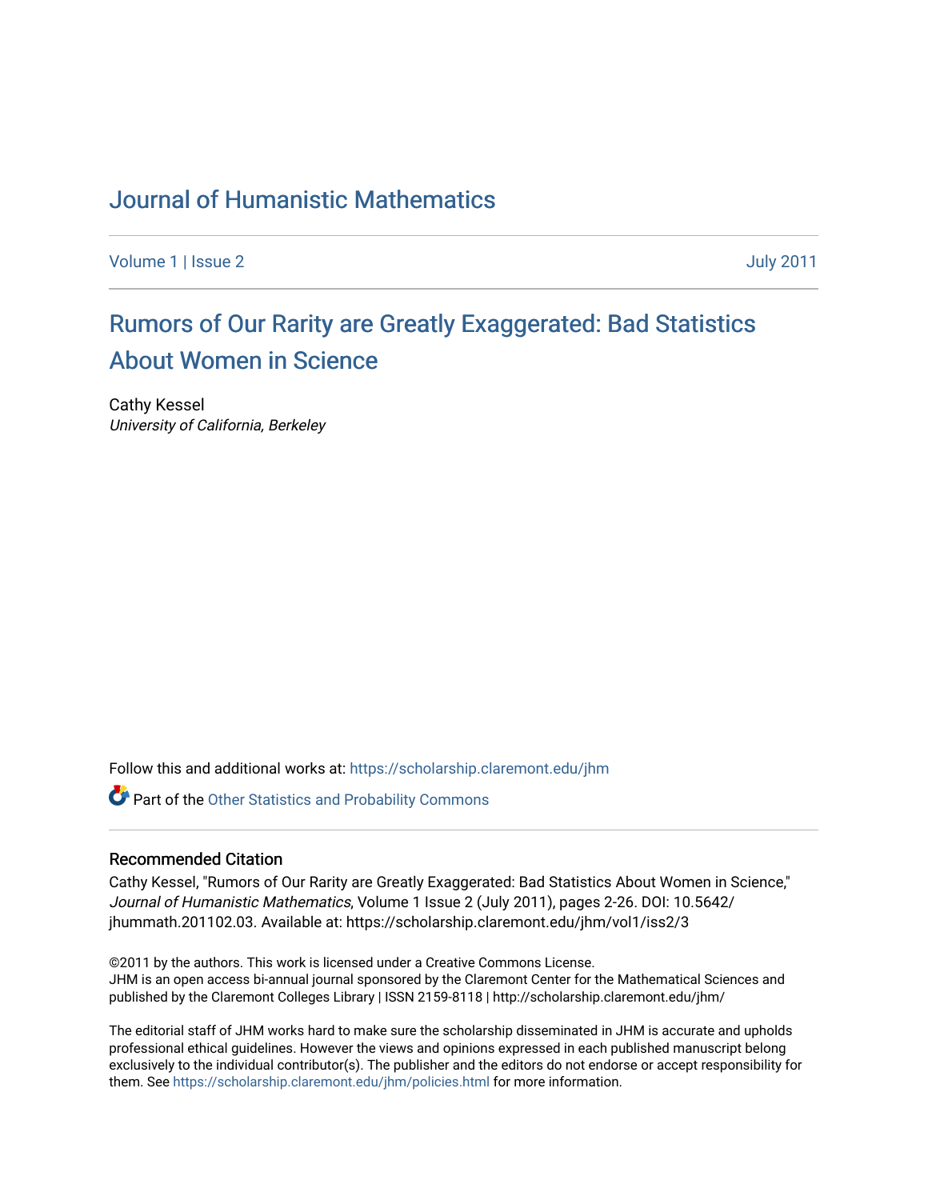# Journal of Humanistic Mathematics

Volume 1 | Issue 2

July 2011

## Rumors of Our Rarity are Greatly Exaggerated: Bad Statistics About Women in Science

Cathy Kessel
*University of California, Berkeley*

Follow this and additional works at: https://scholarship.claremont.edu/jhm

Part of the Other Statistics and Probability Commons

### Recommended Citation

Cathy Kessel, "Rumors of Our Rarity are Greatly Exaggerated: Bad Statistics About Women in Science," *Journal of Humanistic Mathematics*, Volume 1 Issue 2 (July 2011), pages 2-26. DOI: 10.5642/jhummath.201102.03. Available at: https://scholarship.claremont.edu/jhm/vol1/iss2/3

©2011 by the authors. This work is licensed under a Creative Commons License.
JHM is an open access bi-annual journal sponsored by the Claremont Center for the Mathematical Sciences and published by the Claremont Colleges Library | ISSN 2159-8118 | http://scholarship.claremont.edu/jhm/

The editorial staff of JHM works hard to make sure the scholarship disseminated in JHM is accurate and upholds professional ethical guidelines. However the views and opinions expressed in each published manuscript belong exclusively to the individual contributor(s). The publisher and the editors do not endorse or accept responsibility for them. See https://scholarship.claremont.edu/jhm/policies.html for more information.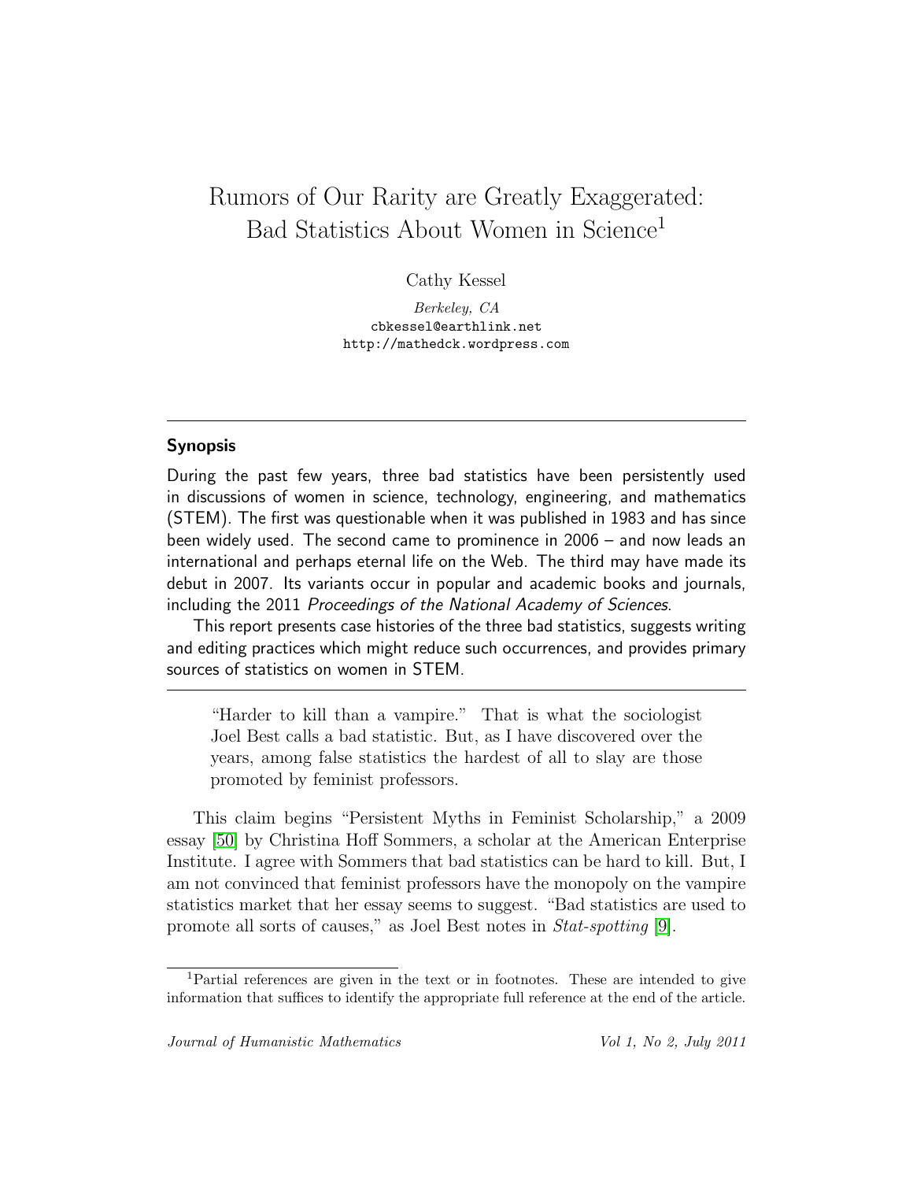# Rumors of Our Rarity are Greatly Exaggerated: Bad Statistics About Women in Science[1]

Cathy Kessel

*Berkeley, CA*
cbkessel@earthlink.net
http://mathedck.wordpress.com

---

## Synopsis

During the past few years, three bad statistics have been persistently used in discussions of women in science, technology, engineering, and mathematics (STEM). The first was questionable when it was published in 1983 and has since been widely used. The second came to prominence in 2006 – and now leads an international and perhaps eternal life on the Web. The third may have made its debut in 2007. Its variants occur in popular and academic books and journals, including the 2011 *Proceedings of the National Academy of Sciences*.

This report presents case histories of the three bad statistics, suggests writing and editing practices which might reduce such occurrences, and provides primary sources of statistics on women in STEM.

---

> "Harder to kill than a vampire." That is what the sociologist Joel Best calls a bad statistic. But, as I have discovered over the years, among false statistics the hardest of all to slay are those promoted by feminist professors.

This claim begins "Persistent Myths in Feminist Scholarship," a 2009 essay [50] by Christina Hoff Sommers, a scholar at the American Enterprise Institute. I agree with Sommers that bad statistics can be hard to kill. But, I am not convinced that feminist professors have the monopoly on the vampire statistics market that her essay seems to suggest. "Bad statistics are used to promote all sorts of causes," as Joel Best notes in *Stat-spotting* [9].

---

[1] Partial references are given in the text or in footnotes. These are intended to give information that suffices to identify the appropriate full reference at the end of the article.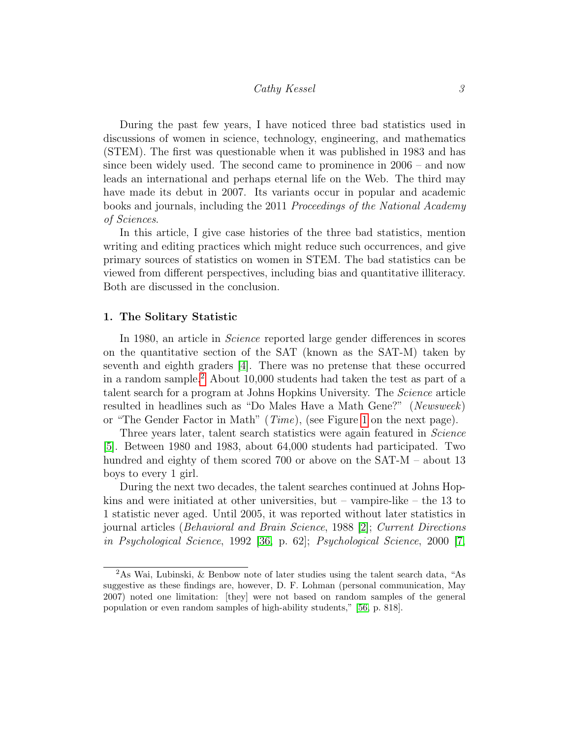During the past few years, I have noticed three bad statistics used in discussions of women in science, technology, engineering, and mathematics (STEM). The first was questionable when it was published in 1983 and has since been widely used. The second came to prominence in 2006 – and now leads an international and perhaps eternal life on the Web. The third may have made its debut in 2007. Its variants occur in popular and academic books and journals, including the 2011 *Proceedings of the National Academy of Sciences*.

In this article, I give case histories of the three bad statistics, mention writing and editing practices which might reduce such occurrences, and give primary sources of statistics on women in STEM. The bad statistics can be viewed from different perspectives, including bias and quantitative illiteracy. Both are discussed in the conclusion.

## 1. The Solitary Statistic

In 1980, an article in *Science* reported large gender differences in scores on the quantitative section of the SAT (known as the SAT-M) taken by seventh and eighth graders [4]. There was no pretense that these occurred in a random sample.[2] About 10,000 students had taken the test as part of a talent search for a program at Johns Hopkins University. The *Science* article resulted in headlines such as "Do Males Have a Math Gene?" (*Newsweek*) or "The Gender Factor in Math" (*Time*), (see Figure 1 on the next page).

Three years later, talent search statistics were again featured in *Science* [5]. Between 1980 and 1983, about 64,000 students had participated. Two hundred and eighty of them scored 700 or above on the SAT-M – about 13 boys to every 1 girl.

During the next two decades, the talent searches continued at Johns Hopkins and were initiated at other universities, but – vampire-like – the 13 to 1 statistic never aged. Until 2005, it was reported without later statistics in journal articles (*Behavioral and Brain Science*, 1988 [2]; *Current Directions in Psychological Science*, 1992 [36, p. 62]; *Psychological Science*, 2000 [7,

---

[2] As Wai, Lubinski, & Benbow note of later studies using the talent search data, "As suggestive as these findings are, however, D. F. Lohman (personal communication, May 2007) noted one limitation: [they] were not based on random samples of the general population or even random samples of high-ability students," [56, p. 818].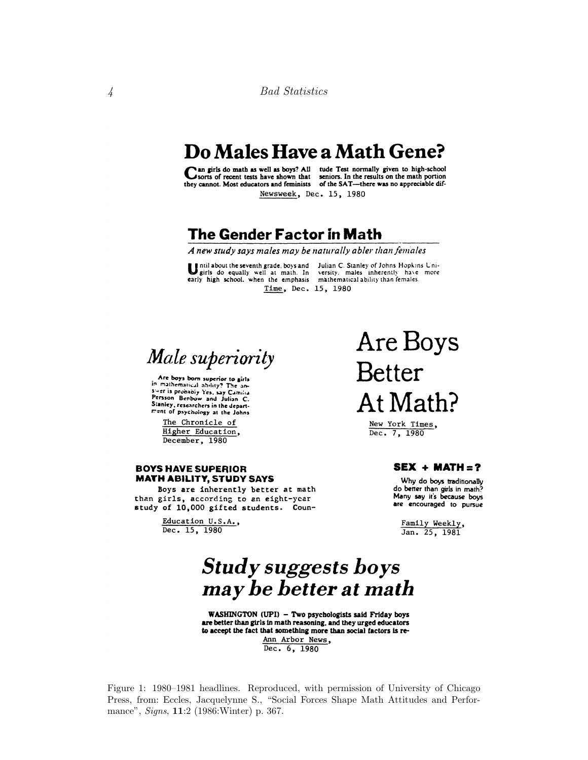# Do Males Have a Math Gene?

Can girls do math as well as boys? All sorts of recent tests have shown that they cannot. Most educators and feminists tude Test normally given to high-school seniors. In the results on the math portion of the SAT—there was no appreciable dif-

Newsweek, Dec. 15, 1980

## The Gender Factor in Math

*A new study says males may be naturally abler than females*

Until about the seventh grade, boys and girls do equally well at math. In early high school, when the emphasis Julian C. Stanley of Johns Hopkins University, males inherently have more mathematical ability than females.

Time, Dec. 15, 1980

## *Male superiority*

Are boys born superior to girls in mathematical ability? The answer is probably Yes, say Camilla Persson Benbow and Julian C. Stanley, researchers in the department of psychology at the Johns

The Chronicle of Higher Education, December, 1980

## Are Boys Better At Math?

New York Times, Dec. 7, 1980

**BOYS HAVE SUPERIOR MATH ABILITY, STUDY SAYS**

Boys are inherently better at math than girls, according to an eight-year study of 10,000 gifted students. Coun-

Education U.S.A., Dec. 15, 1980

**SEX + MATH = ?**

Why do boys traditionally do better than girls in math? Many say it's because boys are encouraged to pursue

Family Weekly, Jan. 25, 1981

## *Study suggests boys may be better at math*

**WASHINGTON (UPI) – Two psychologists said Friday boys are better than girls in math reasoning, and they urged educators to accept the fact that something more than social factors is re-**

Ann Arbor News, Dec. 6, 1980

Figure 1: 1980–1981 headlines. Reproduced, with permission of University of Chicago Press, from: Eccles, Jacquelynne S., "Social Forces Shape Math Attitudes and Performance", *Signs*, **11**:2 (1986:Winter) p. 367.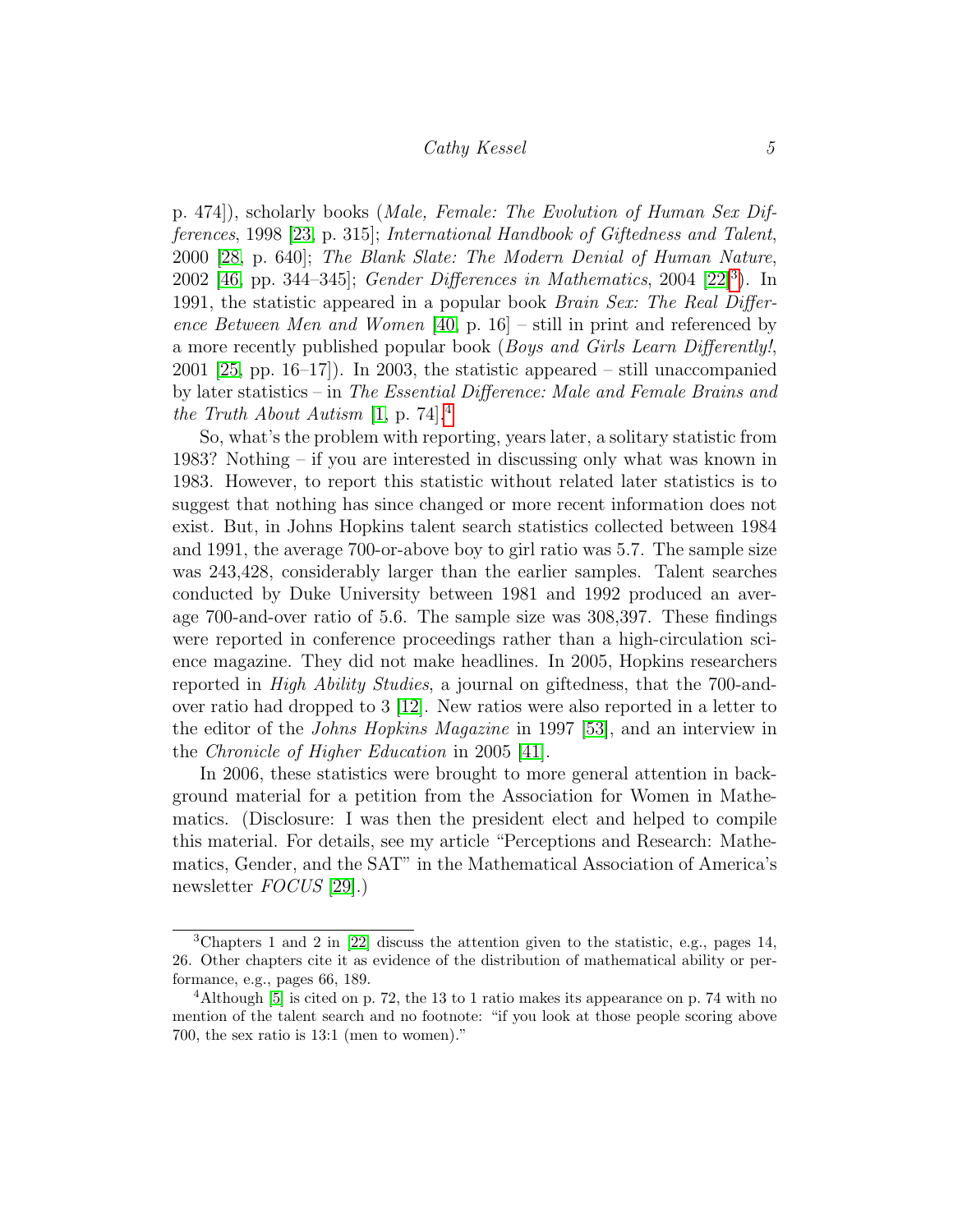p. 474]), scholarly books (*Male, Female: The Evolution of Human Sex Differences*, 1998 [23, p. 315]; *International Handbook of Giftedness and Talent*, 2000 [28, p. 640]; *The Blank Slate: The Modern Denial of Human Nature*, 2002 [46, pp. 344–345]; *Gender Differences in Mathematics*, 2004 [22][3]). In 1991, the statistic appeared in a popular book *Brain Sex: The Real Difference Between Men and Women* [40, p. 16] – still in print and referenced by a more recently published popular book (*Boys and Girls Learn Differently!*, 2001 [25, pp. 16–17]). In 2003, the statistic appeared – still unaccompanied by later statistics – in *The Essential Difference: Male and Female Brains and the Truth About Autism* [1, p. 74].[4]

So, what's the problem with reporting, years later, a solitary statistic from 1983? Nothing – if you are interested in discussing only what was known in 1983. However, to report this statistic without related later statistics is to suggest that nothing has since changed or more recent information does not exist. But, in Johns Hopkins talent search statistics collected between 1984 and 1991, the average 700-or-above boy to girl ratio was 5.7. The sample size was 243,428, considerably larger than the earlier samples. Talent searches conducted by Duke University between 1981 and 1992 produced an average 700-and-over ratio of 5.6. The sample size was 308,397. These findings were reported in conference proceedings rather than a high-circulation science magazine. They did not make headlines. In 2005, Hopkins researchers reported in *High Ability Studies*, a journal on giftedness, that the 700-and-over ratio had dropped to 3 [12]. New ratios were also reported in a letter to the editor of the *Johns Hopkins Magazine* in 1997 [53], and an interview in the *Chronicle of Higher Education* in 2005 [41].

In 2006, these statistics were brought to more general attention in background material for a petition from the Association for Women in Mathematics. (Disclosure: I was then the president elect and helped to compile this material. For details, see my article "Perceptions and Research: Mathematics, Gender, and the SAT" in the Mathematical Association of America's newsletter *FOCUS* [29].)

---

[3] Chapters 1 and 2 in [22] discuss the attention given to the statistic, e.g., pages 14, 26. Other chapters cite it as evidence of the distribution of mathematical ability or performance, e.g., pages 66, 189.

[4] Although [5] is cited on p. 72, the 13 to 1 ratio makes its appearance on p. 74 with no mention of the talent search and no footnote: "if you look at those people scoring above 700, the sex ratio is 13:1 (men to women)."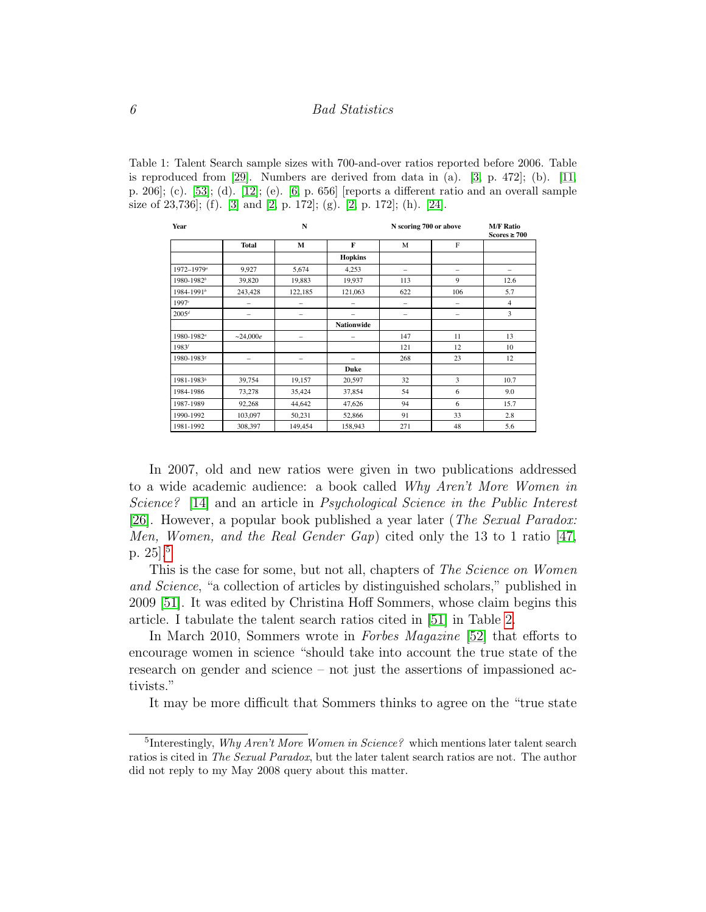Table 1: Talent Search sample sizes with 700-and-over ratios reported before 2006. Table is reproduced from [29]. Numbers are derived from data in (a). [3, p. 472]; (b). [11, p. 206]; (c). [53]; (d). [12]; (e). [6, p. 656] [reports a different ratio and an overall sample size of 23,736]; (f). [3] and [2, p. 172]; (g). [2, p. 172]; (h). [24].

| Year | N | | | N scoring 700 or above | | M/F Ratio Scores ≥ 700 |
|---|---|---|---|---|---|---|
| | Total | M | F | M | F | |
| | | | Hopkins | | | |
| 1972–1979[a] | 9,927 | 5,674 | 4,253 | – | – | – |
| 1980-1982[b] | 39,820 | 19,883 | 19,937 | 113 | 9 | 12.6 |
| 1984-1991[b] | 243,428 | 122,185 | 121,063 | 622 | 106 | 5.7 |
| 1997[c] | – | – | – | – | – | 4 |
| 2005[d] | – | – | – | – | – | 3 |
| | | | Nationwide | | | |
| 1980-1982[a] | ~24,000e | – | – | 147 | 11 | 13 |
| 1983[f] | | | | 121 | 12 | 10 |
| 1980-1983[g] | – | – | – | 268 | 23 | 12 |
| | | | Duke | | | |
| 1981-1983[h] | 39,754 | 19,157 | 20,597 | 32 | 3 | 10.7 |
| 1984-1986 | 73,278 | 35,424 | 37,854 | 54 | 6 | 9.0 |
| 1987-1989 | 92,268 | 44,642 | 47,626 | 94 | 6 | 15.7 |
| 1990-1992 | 103,097 | 50,231 | 52,866 | 91 | 33 | 2.8 |
| 1981-1992 | 308,397 | 149,454 | 158,943 | 271 | 48 | 5.6 |

In 2007, old and new ratios were given in two publications addressed to a wide academic audience: a book called *Why Aren't More Women in Science?* [14] and an article in *Psychological Science in the Public Interest* [26]. However, a popular book published a year later (*The Sexual Paradox: Men, Women, and the Real Gender Gap*) cited only the 13 to 1 ratio [47, p. 25].[5]

This is the case for some, but not all, chapters of *The Science on Women and Science*, "a collection of articles by distinguished scholars," published in 2009 [51]. It was edited by Christina Hoff Sommers, whose claim begins this article. I tabulate the talent search ratios cited in [51] in Table 2.

In March 2010, Sommers wrote in *Forbes Magazine* [52] that efforts to encourage women in science "should take into account the true state of the research on gender and science – not just the assertions of impassioned activists."

It may be more difficult that Sommers thinks to agree on the "true state

[5]Interestingly, *Why Aren't More Women in Science?* which mentions later talent search ratios is cited in *The Sexual Paradox*, but the later talent search ratios are not. The author did not reply to my May 2008 query about this matter.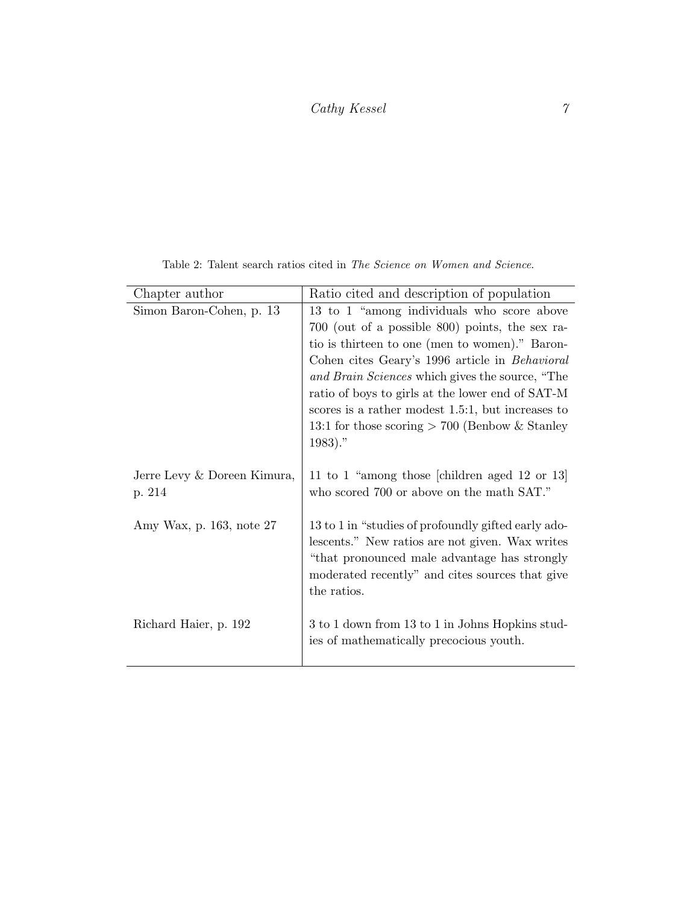Table 2: Talent search ratios cited in *The Science on Women and Science*.

| Chapter author | Ratio cited and description of population |
|---|---|
| Simon Baron-Cohen, p. 13 | 13 to 1 "among individuals who score above 700 (out of a possible 800) points, the sex ratio is thirteen to one (men to women)." Baron-Cohen cites Geary's 1996 article in *Behavioral and Brain Sciences* which gives the source, "The ratio of boys to girls at the lower end of SAT-M scores is a rather modest 1.5:1, but increases to 13:1 for those scoring > 700 (Benbow & Stanley 1983)." |
| Jerre Levy & Doreen Kimura, p. 214 | 11 to 1 "among those [children aged 12 or 13] who scored 700 or above on the math SAT." |
| Amy Wax, p. 163, note 27 | 13 to 1 in "studies of profoundly gifted early adolescents." New ratios are not given. Wax writes "that pronounced male advantage has strongly moderated recently" and cites sources that give the ratios. |
| Richard Haier, p. 192 | 3 to 1 down from 13 to 1 in Johns Hopkins studies of mathematically precocious youth. |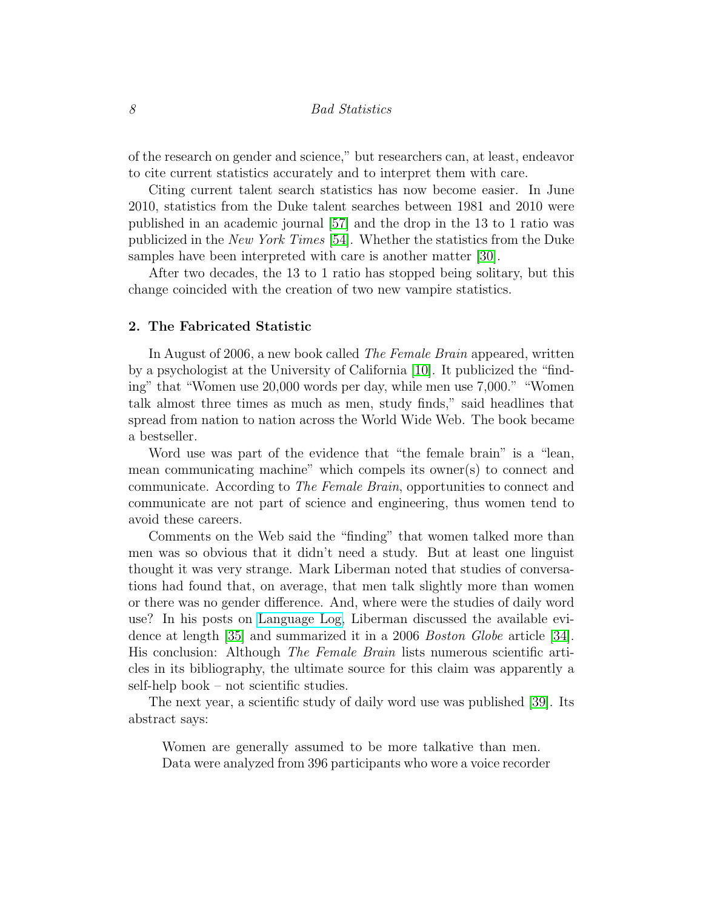of the research on gender and science," but researchers can, at least, endeavor to cite current statistics accurately and to interpret them with care.

Citing current talent search statistics has now become easier. In June 2010, statistics from the Duke talent searches between 1981 and 2010 were published in an academic journal [57] and the drop in the 13 to 1 ratio was publicized in the *New York Times* [54]. Whether the statistics from the Duke samples have been interpreted with care is another matter [30].

After two decades, the 13 to 1 ratio has stopped being solitary, but this change coincided with the creation of two new vampire statistics.

## 2. The Fabricated Statistic

In August of 2006, a new book called *The Female Brain* appeared, written by a psychologist at the University of California [10]. It publicized the "finding" that "Women use 20,000 words per day, while men use 7,000." "Women talk almost three times as much as men, study finds," said headlines that spread from nation to nation across the World Wide Web. The book became a bestseller.

Word use was part of the evidence that "the female brain" is a "lean, mean communicating machine" which compels its owner(s) to connect and communicate. According to *The Female Brain*, opportunities to connect and communicate are not part of science and engineering, thus women tend to avoid these careers.

Comments on the Web said the "finding" that women talked more than men was so obvious that it didn't need a study. But at least one linguist thought it was very strange. Mark Liberman noted that studies of conversations had found that, on average, that men talk slightly more than women or there was no gender difference. And, where were the studies of daily word use? In his posts on Language Log, Liberman discussed the available evidence at length [35] and summarized it in a 2006 *Boston Globe* article [34]. His conclusion: Although *The Female Brain* lists numerous scientific articles in its bibliography, the ultimate source for this claim was apparently a self-help book – not scientific studies.

The next year, a scientific study of daily word use was published [39]. Its abstract says:

> Women are generally assumed to be more talkative than men. Data were analyzed from 396 participants who wore a voice recorder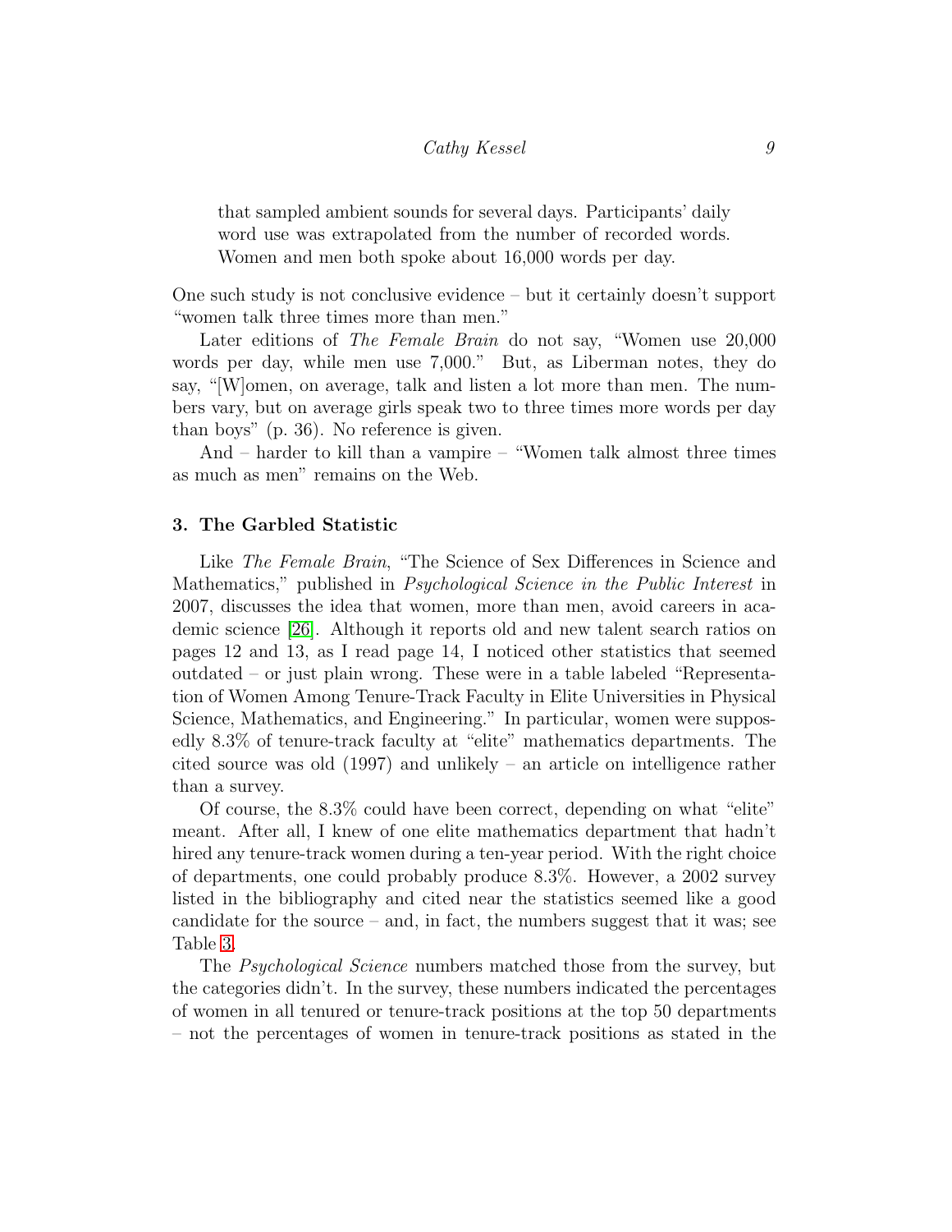> that sampled ambient sounds for several days. Participants' daily word use was extrapolated from the number of recorded words. Women and men both spoke about 16,000 words per day.

One such study is not conclusive evidence – but it certainly doesn't support "women talk three times more than men."

Later editions of *The Female Brain* do not say, "Women use 20,000 words per day, while men use 7,000." But, as Liberman notes, they do say, "[W]omen, on average, talk and listen a lot more than men. The numbers vary, but on average girls speak two to three times more words per day than boys" (p. 36). No reference is given.

And – harder to kill than a vampire – "Women talk almost three times as much as men" remains on the Web.

## 3. The Garbled Statistic

Like *The Female Brain*, "The Science of Sex Differences in Science and Mathematics," published in *Psychological Science in the Public Interest* in 2007, discusses the idea that women, more than men, avoid careers in academic science [26]. Although it reports old and new talent search ratios on pages 12 and 13, as I read page 14, I noticed other statistics that seemed outdated – or just plain wrong. These were in a table labeled "Representation of Women Among Tenure-Track Faculty in Elite Universities in Physical Science, Mathematics, and Engineering." In particular, women were supposedly 8.3% of tenure-track faculty at "elite" mathematics departments. The cited source was old (1997) and unlikely – an article on intelligence rather than a survey.

Of course, the 8.3% could have been correct, depending on what "elite" meant. After all, I knew of one elite mathematics department that hadn't hired any tenure-track women during a ten-year period. With the right choice of departments, one could probably produce 8.3%. However, a 2002 survey listed in the bibliography and cited near the statistics seemed like a good candidate for the source – and, in fact, the numbers suggest that it was; see Table 3.

The *Psychological Science* numbers matched those from the survey, but the categories didn't. In the survey, these numbers indicated the percentages of women in all tenured or tenure-track positions at the top 50 departments – not the percentages of women in tenure-track positions as stated in the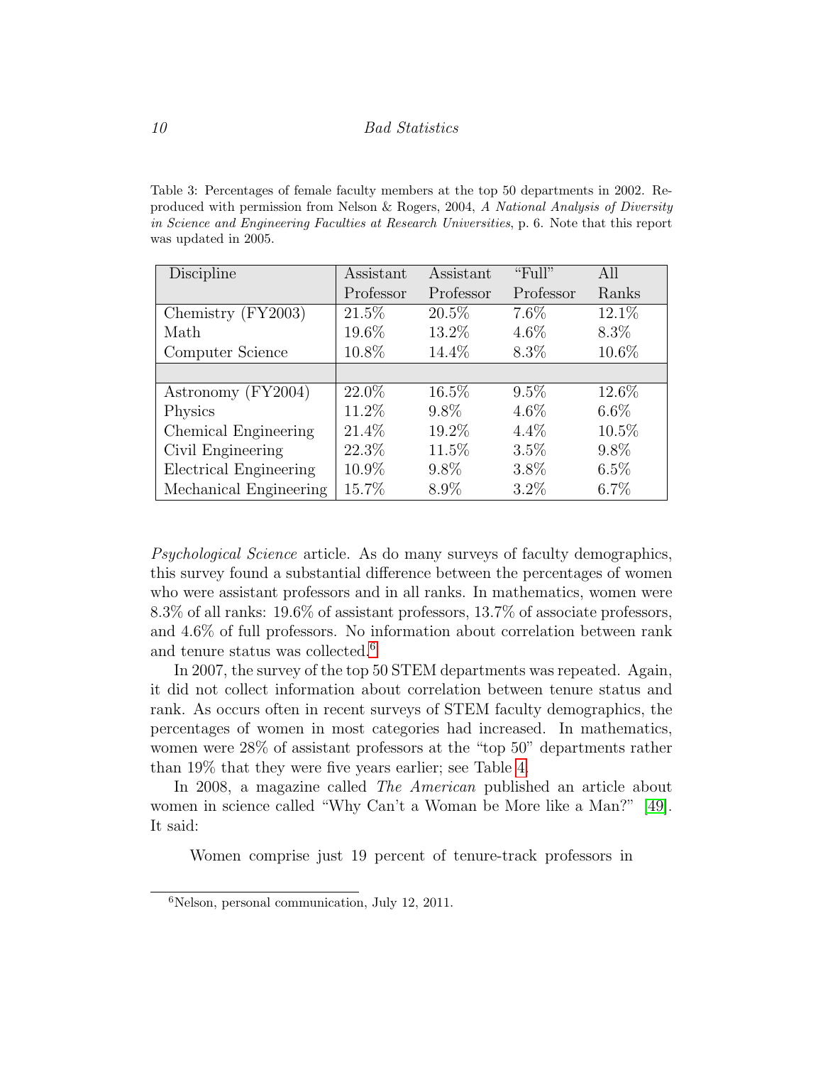Table 3: Percentages of female faculty members at the top 50 departments in 2002. Reproduced with permission from Nelson & Rogers, 2004, *A National Analysis of Diversity in Science and Engineering Faculties at Research Universities*, p. 6. Note that this report was updated in 2005.

| Discipline | Assistant Professor | Assistant Professor | "Full" Professor | All Ranks |
|---|---|---|---|---|
| Chemistry (FY2003) | 21.5% | 20.5% | 7.6% | 12.1% |
| Math | 19.6% | 13.2% | 4.6% | 8.3% |
| Computer Science | 10.8% | 14.4% | 8.3% | 10.6% |
| | | | | |
| Astronomy (FY2004) | 22.0% | 16.5% | 9.5% | 12.6% |
| Physics | 11.2% | 9.8% | 4.6% | 6.6% |
| Chemical Engineering | 21.4% | 19.2% | 4.4% | 10.5% |
| Civil Engineering | 22.3% | 11.5% | 3.5% | 9.8% |
| Electrical Engineering | 10.9% | 9.8% | 3.8% | 6.5% |
| Mechanical Engineering | 15.7% | 8.9% | 3.2% | 6.7% |

*Psychological Science* article. As do many surveys of faculty demographics, this survey found a substantial difference between the percentages of women who were assistant professors and in all ranks. In mathematics, women were 8.3% of all ranks: 19.6% of assistant professors, 13.7% of associate professors, and 4.6% of full professors. No information about correlation between rank and tenure status was collected.[6]

In 2007, the survey of the top 50 STEM departments was repeated. Again, it did not collect information about correlation between tenure status and rank. As occurs often in recent surveys of STEM faculty demographics, the percentages of women in most categories had increased. In mathematics, women were 28% of assistant professors at the "top 50" departments rather than 19% that they were five years earlier; see Table 4.

In 2008, a magazine called *The American* published an article about women in science called "Why Can't a Woman be More like a Man?" [49]. It said:

> Women comprise just 19 percent of tenure-track professors in

[6] Nelson, personal communication, July 12, 2011.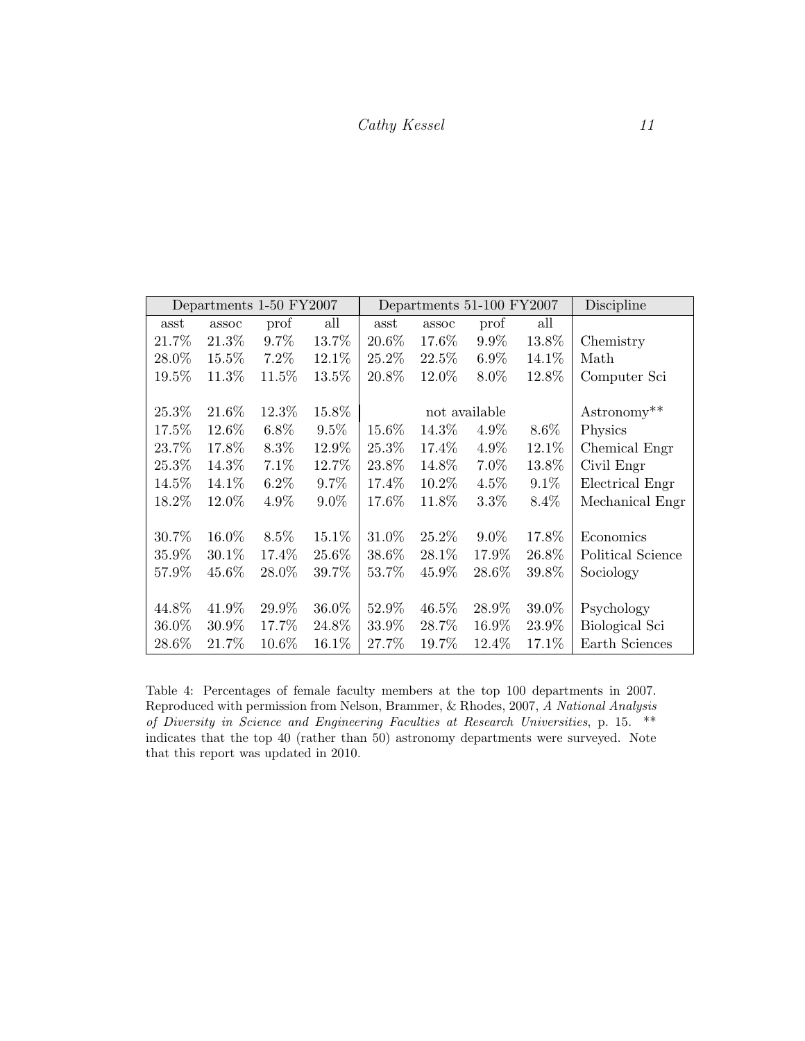| Departments 1-50 FY2007 | | | | Departments 51-100 FY2007 | | | | Discipline |
|---|---|---|---|---|---|---|---|---|
| asst | assoc | prof | all | asst | assoc | prof | all | |
| 21.7% | 21.3% | 9.7% | 13.7% | 20.6% | 17.6% | 9.9% | 13.8% | Chemistry |
| 28.0% | 15.5% | 7.2% | 12.1% | 25.2% | 22.5% | 6.9% | 14.1% | Math |
| 19.5% | 11.3% | 11.5% | 13.5% | 20.8% | 12.0% | 8.0% | 12.8% | Computer Sci |
| | | | | | | | | |
| 25.3% | 21.6% | 12.3% | 15.8% | not available | | | | Astronomy** |
| 17.5% | 12.6% | 6.8% | 9.5% | 15.6% | 14.3% | 4.9% | 8.6% | Physics |
| 23.7% | 17.8% | 8.3% | 12.9% | 25.3% | 17.4% | 4.9% | 12.1% | Chemical Engr |
| 25.3% | 14.3% | 7.1% | 12.7% | 23.8% | 14.8% | 7.0% | 13.8% | Civil Engr |
| 14.5% | 14.1% | 6.2% | 9.7% | 17.4% | 10.2% | 4.5% | 9.1% | Electrical Engr |
| 18.2% | 12.0% | 4.9% | 9.0% | 17.6% | 11.8% | 3.3% | 8.4% | Mechanical Engr |
| | | | | | | | | |
| 30.7% | 16.0% | 8.5% | 15.1% | 31.0% | 25.2% | 9.0% | 17.8% | Economics |
| 35.9% | 30.1% | 17.4% | 25.6% | 38.6% | 28.1% | 17.9% | 26.8% | Political Science |
| 57.9% | 45.6% | 28.0% | 39.7% | 53.7% | 45.9% | 28.6% | 39.8% | Sociology |
| | | | | | | | | |
| 44.8% | 41.9% | 29.9% | 36.0% | 52.9% | 46.5% | 28.9% | 39.0% | Psychology |
| 36.0% | 30.9% | 17.7% | 24.8% | 33.9% | 28.7% | 16.9% | 23.9% | Biological Sci |
| 28.6% | 21.7% | 10.6% | 16.1% | 27.7% | 19.7% | 12.4% | 17.1% | Earth Sciences |

Table 4: Percentages of female faculty members at the top 100 departments in 2007. Reproduced with permission from Nelson, Brammer, & Rhodes, 2007, *A National Analysis of Diversity in Science and Engineering Faculties at Research Universities*, p. 15. ** indicates that the top 40 (rather than 50) astronomy departments were surveyed. Note that this report was updated in 2010.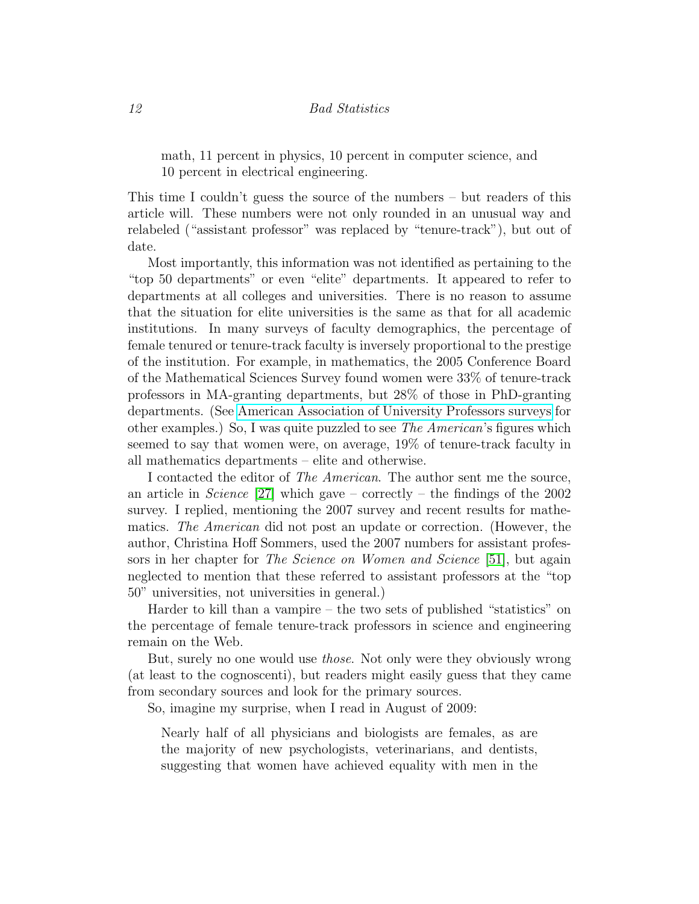> math, 11 percent in physics, 10 percent in computer science, and 10 percent in electrical engineering.

This time I couldn't guess the source of the numbers – but readers of this article will. These numbers were not only rounded in an unusual way and relabeled ("assistant professor" was replaced by "tenure-track"), but out of date.

Most importantly, this information was not identified as pertaining to the "top 50 departments" or even "elite" departments. It appeared to refer to departments at all colleges and universities. There is no reason to assume that the situation for elite universities is the same as that for all academic institutions. In many surveys of faculty demographics, the percentage of female tenured or tenure-track faculty is inversely proportional to the prestige of the institution. For example, in mathematics, the 2005 Conference Board of the Mathematical Sciences Survey found women were 33% of tenure-track professors in MA-granting departments, but 28% of those in PhD-granting departments. (See American Association of University Professors surveys for other examples.) So, I was quite puzzled to see *The American*'s figures which seemed to say that women were, on average, 19% of tenure-track faculty in all mathematics departments – elite and otherwise.

I contacted the editor of *The American*. The author sent me the source, an article in *Science* [27] which gave – correctly – the findings of the 2002 survey. I replied, mentioning the 2007 survey and recent results for mathematics. *The American* did not post an update or correction. (However, the author, Christina Hoff Sommers, used the 2007 numbers for assistant professors in her chapter for *The Science on Women and Science* [51], but again neglected to mention that these referred to assistant professors at the "top 50" universities, not universities in general.)

Harder to kill than a vampire – the two sets of published "statistics" on the percentage of female tenure-track professors in science and engineering remain on the Web.

But, surely no one would use *those*. Not only were they obviously wrong (at least to the cognoscenti), but readers might easily guess that they came from secondary sources and look for the primary sources.

So, imagine my surprise, when I read in August of 2009:

> Nearly half of all physicians and biologists are females, as are the majority of new psychologists, veterinarians, and dentists, suggesting that women have achieved equality with men in the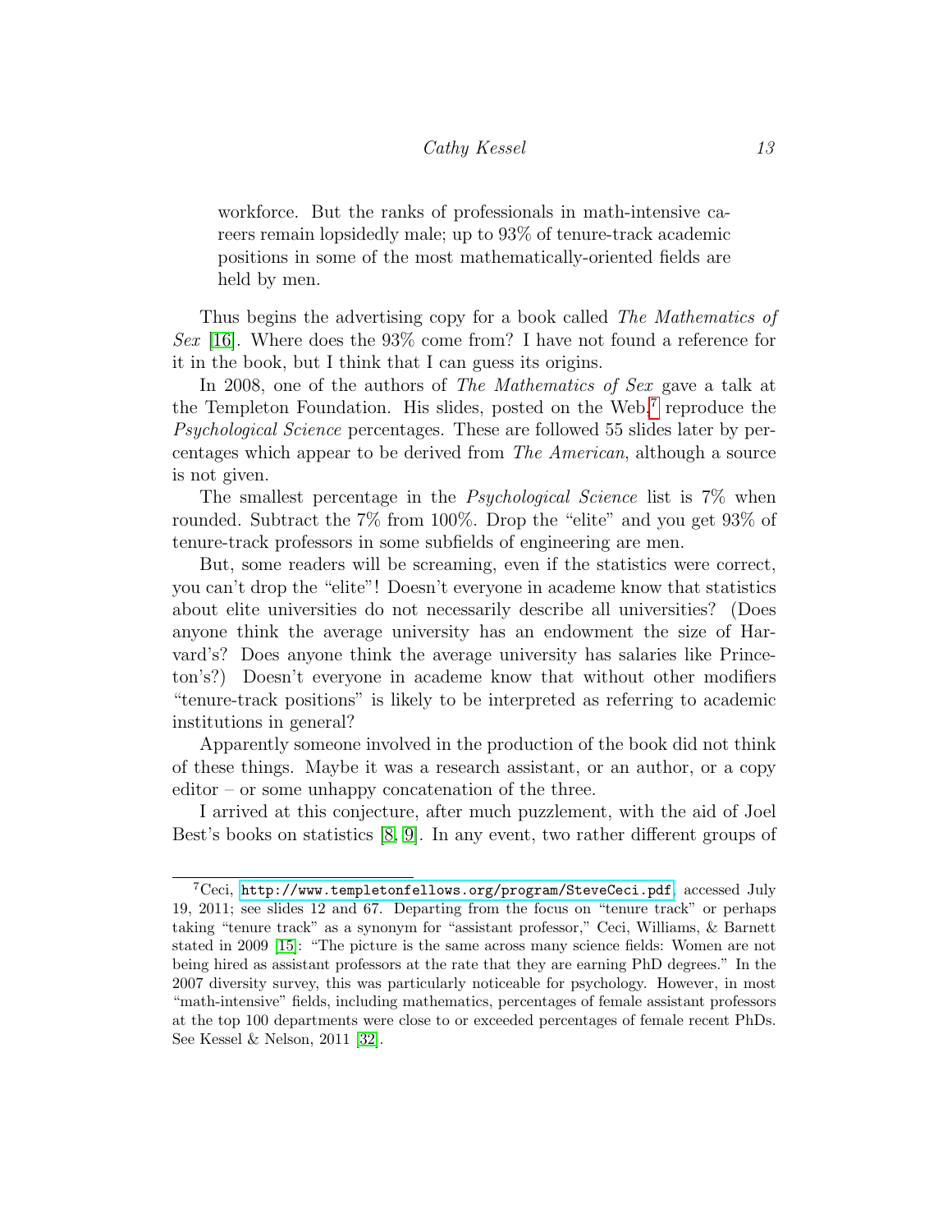> workforce. But the ranks of professionals in math-intensive careers remain lopsidedly male; up to 93% of tenure-track academic positions in some of the most mathematically-oriented fields are held by men.

Thus begins the advertising copy for a book called *The Mathematics of Sex* [16]. Where does the 93% come from? I have not found a reference for it in the book, but I think that I can guess its origins.

In 2008, one of the authors of *The Mathematics of Sex* gave a talk at the Templeton Foundation. His slides, posted on the Web,[7] reproduce the *Psychological Science* percentages. These are followed 55 slides later by percentages which appear to be derived from *The American*, although a source is not given.

The smallest percentage in the *Psychological Science* list is 7% when rounded. Subtract the 7% from 100%. Drop the "elite" and you get 93% of tenure-track professors in some subfields of engineering are men.

But, some readers will be screaming, even if the statistics were correct, you can't drop the "elite"! Doesn't everyone in academe know that statistics about elite universities do not necessarily describe all universities? (Does anyone think the average university has an endowment the size of Harvard's? Does anyone think the average university has salaries like Princeton's?) Doesn't everyone in academe know that without other modifiers "tenure-track positions" is likely to be interpreted as referring to academic institutions in general?

Apparently someone involved in the production of the book did not think of these things. Maybe it was a research assistant, or an author, or a copy editor – or some unhappy concatenation of the three.

I arrived at this conjecture, after much puzzlement, with the aid of Joel Best's books on statistics [8, 9]. In any event, two rather different groups of

---

[7] Ceci, `http://www.templetonfellows.org/program/SteveCeci.pdf`, accessed July 19, 2011; see slides 12 and 67. Departing from the focus on "tenure track" or perhaps taking "tenure track" as a synonym for "assistant professor," Ceci, Williams, & Barnett stated in 2009 [15]: "The picture is the same across many science fields: Women are not being hired as assistant professors at the rate that they are earning PhD degrees." In the 2007 diversity survey, this was particularly noticeable for psychology. However, in most "math-intensive" fields, including mathematics, percentages of female assistant professors at the top 100 departments were close to or exceeded percentages of female recent PhDs. See Kessel & Nelson, 2011 [32].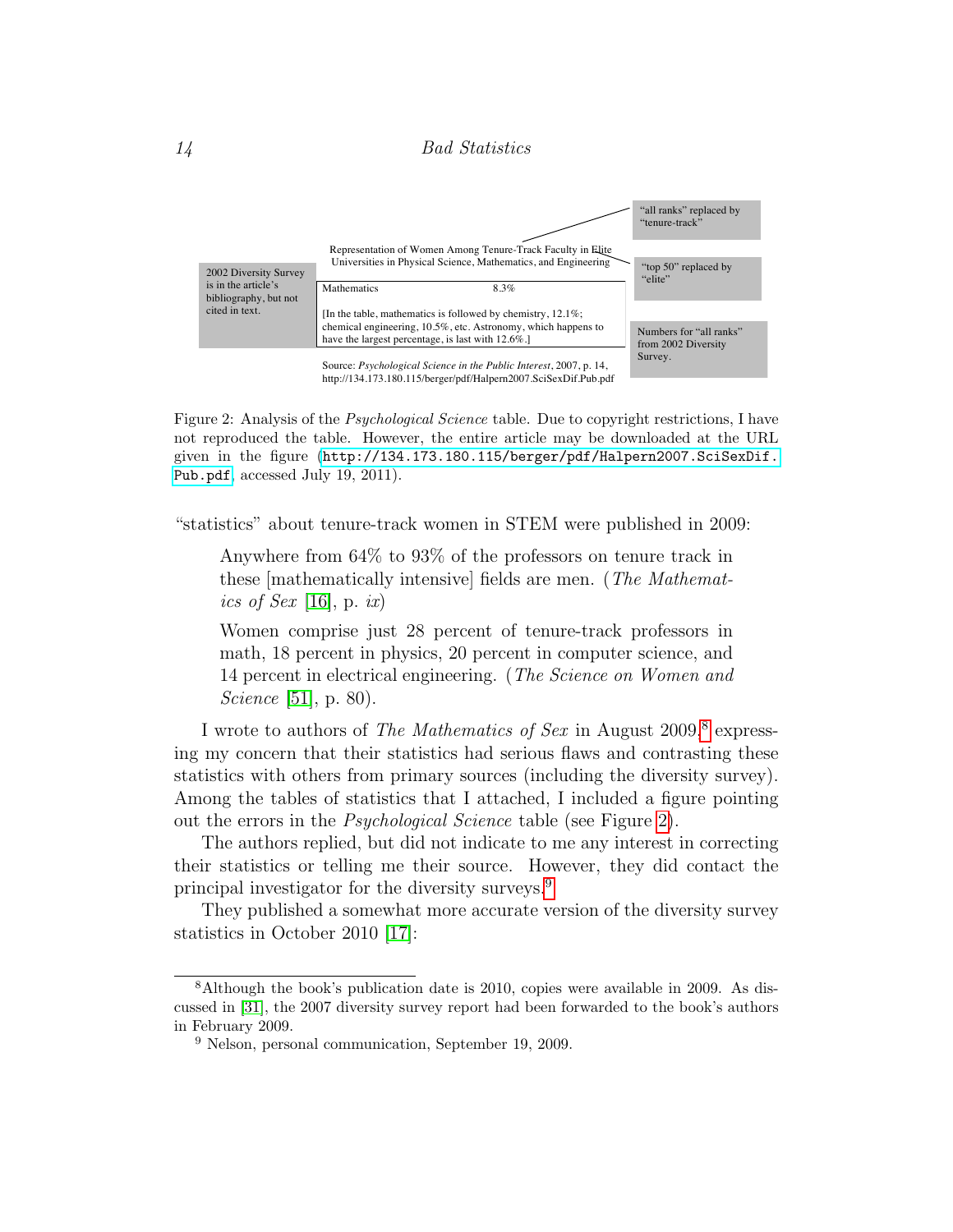"all ranks" replaced by "tenure-track"

"top 50" replaced by "elite"

2002 Diversity Survey is in the article's bibliography, but not cited in text.

Representation of Women Among Tenure-Track Faculty in Elite Universities in Physical Science, Mathematics, and Engineering

| Mathematics | 8.3% |
|---|---|
| [In the table, mathematics is followed by chemistry, 12.1%; chemical engineering, 10.5%, etc. Astronomy, which happens to have the largest percentage, is last with 12.6%.] | |

Numbers for "all ranks" from 2002 Diversity Survey.

Source: *Psychological Science in the Public Interest*, 2007, p. 14, http://134.173.180.115/berger/pdf/Halpern2007.SciSexDif.Pub.pdf

Figure 2: Analysis of the *Psychological Science* table. Due to copyright restrictions, I have not reproduced the table. However, the entire article may be downloaded at the URL given in the figure (`http://134.173.180.115/berger/pdf/Halpern2007.SciSexDif.Pub.pdf`, accessed July 19, 2011).

"statistics" about tenure-track women in STEM were published in 2009:

> Anywhere from 64% to 93% of the professors on tenure track in these [mathematically intensive] fields are men. (*The Mathematics of Sex* [16], p. *ix*)

> Women comprise just 28 percent of tenure-track professors in math, 18 percent in physics, 20 percent in computer science, and 14 percent in electrical engineering. (*The Science on Women and Science* [51], p. 80).

I wrote to authors of *The Mathematics of Sex* in August 2009,[8] expressing my concern that their statistics had serious flaws and contrasting these statistics with others from primary sources (including the diversity survey). Among the tables of statistics that I attached, I included a figure pointing out the errors in the *Psychological Science* table (see Figure 2).

The authors replied, but did not indicate to me any interest in correcting their statistics or telling me their source. However, they did contact the principal investigator for the diversity surveys.[9]

They published a somewhat more accurate version of the diversity survey statistics in October 2010 [17]:

---

[8] Although the book's publication date is 2010, copies were available in 2009. As discussed in [31], the 2007 diversity survey report had been forwarded to the book's authors in February 2009.

[9] Nelson, personal communication, September 19, 2009.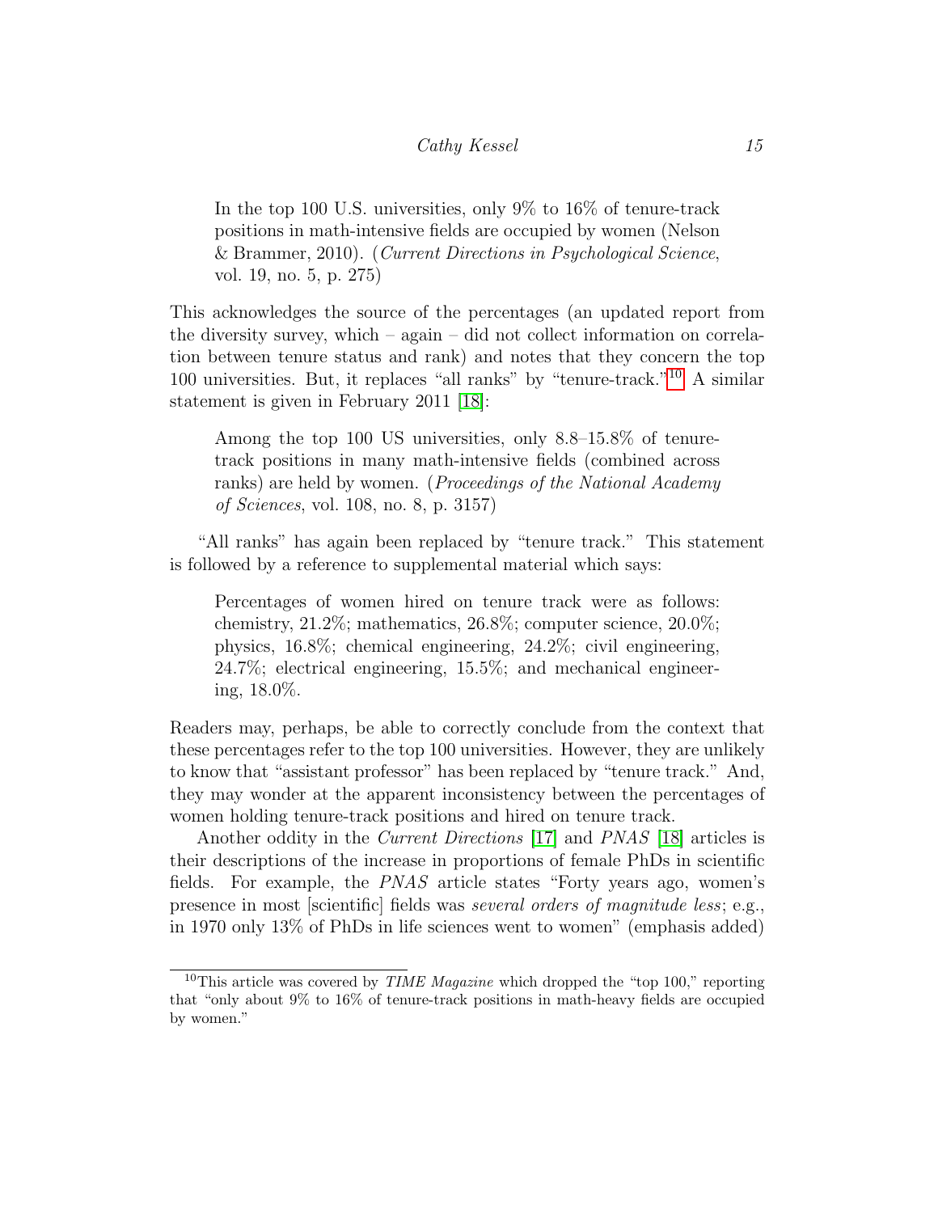> In the top 100 U.S. universities, only 9% to 16% of tenure-track positions in math-intensive fields are occupied by women (Nelson & Brammer, 2010). (*Current Directions in Psychological Science*, vol. 19, no. 5, p. 275)

This acknowledges the source of the percentages (an updated report from the diversity survey, which – again – did not collect information on correlation between tenure status and rank) and notes that they concern the top 100 universities. But, it replaces "all ranks" by "tenure-track."[10] A similar statement is given in February 2011 [18]:

> Among the top 100 US universities, only 8.8–15.8% of tenure-track positions in many math-intensive fields (combined across ranks) are held by women. (*Proceedings of the National Academy of Sciences*, vol. 108, no. 8, p. 3157)

"All ranks" has again been replaced by "tenure track." This statement is followed by a reference to supplemental material which says:

> Percentages of women hired on tenure track were as follows: chemistry, 21.2%; mathematics, 26.8%; computer science, 20.0%; physics, 16.8%; chemical engineering, 24.2%; civil engineering, 24.7%; electrical engineering, 15.5%; and mechanical engineering, 18.0%.

Readers may, perhaps, be able to correctly conclude from the context that these percentages refer to the top 100 universities. However, they are unlikely to know that "assistant professor" has been replaced by "tenure track." And, they may wonder at the apparent inconsistency between the percentages of women holding tenure-track positions and hired on tenure track.

Another oddity in the *Current Directions* [17] and *PNAS* [18] articles is their descriptions of the increase in proportions of female PhDs in scientific fields. For example, the *PNAS* article states "Forty years ago, women's presence in most [scientific] fields was *several orders of magnitude less*; e.g., in 1970 only 13% of PhDs in life sciences went to women" (emphasis added)

[10] This article was covered by *TIME Magazine* which dropped the "top 100," reporting that "only about 9% to 16% of tenure-track positions in math-heavy fields are occupied by women."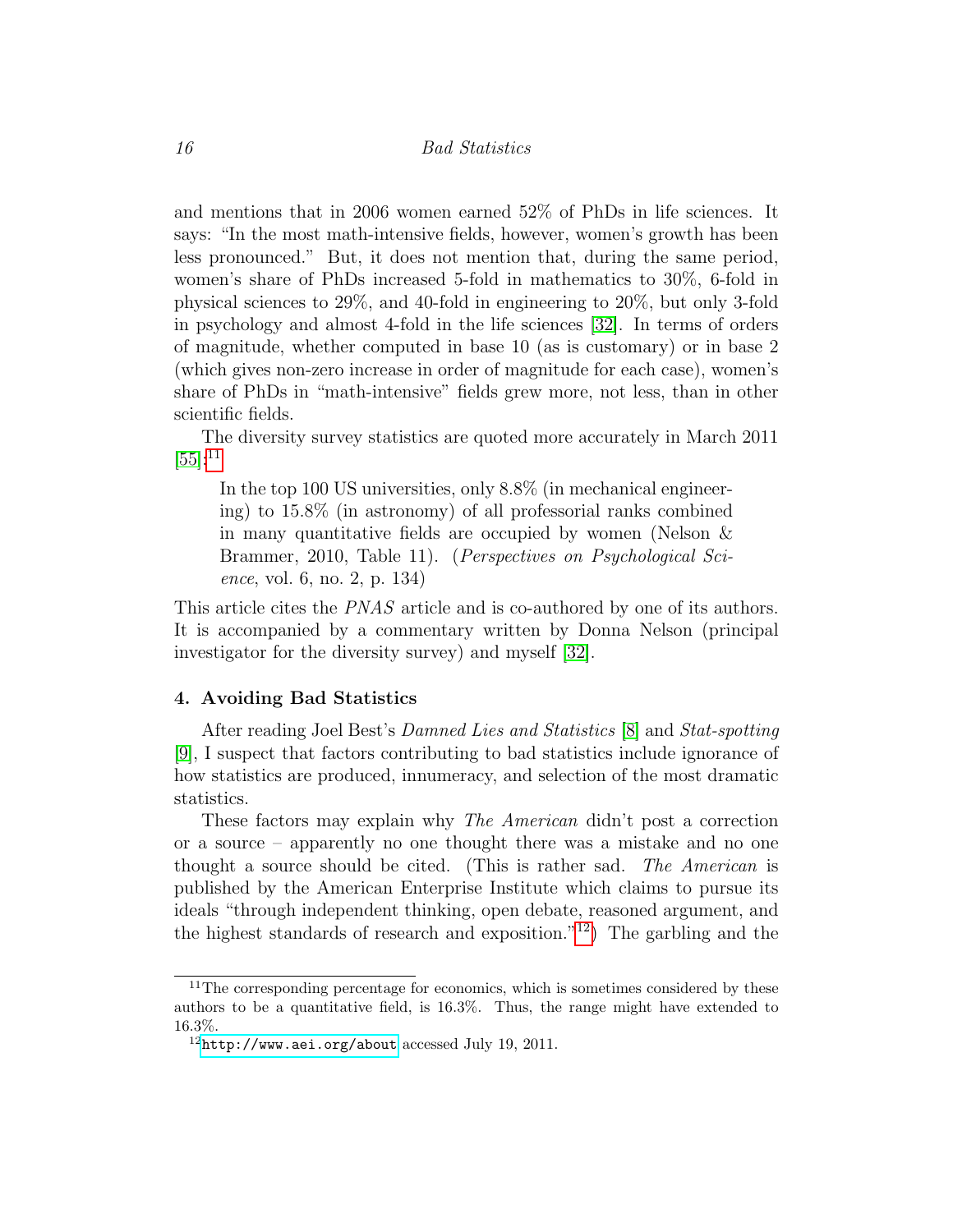and mentions that in 2006 women earned 52% of PhDs in life sciences. It says: "In the most math-intensive fields, however, women's growth has been less pronounced." But, it does not mention that, during the same period, women's share of PhDs increased 5-fold in mathematics to 30%, 6-fold in physical sciences to 29%, and 40-fold in engineering to 20%, but only 3-fold in psychology and almost 4-fold in the life sciences [32]. In terms of orders of magnitude, whether computed in base 10 (as is customary) or in base 2 (which gives non-zero increase in order of magnitude for each case), women's share of PhDs in "math-intensive" fields grew more, not less, than in other scientific fields.

The diversity survey statistics are quoted more accurately in March 2011 [55]:[11]

> In the top 100 US universities, only 8.8% (in mechanical engineering) to 15.8% (in astronomy) of all professorial ranks combined in many quantitative fields are occupied by women (Nelson & Brammer, 2010, Table 11). (*Perspectives on Psychological Science*, vol. 6, no. 2, p. 134)

This article cites the *PNAS* article and is co-authored by one of its authors. It is accompanied by a commentary written by Donna Nelson (principal investigator for the diversity survey) and myself [32].

## 4. Avoiding Bad Statistics

After reading Joel Best's *Damned Lies and Statistics* [8] and *Stat-spotting* [9], I suspect that factors contributing to bad statistics include ignorance of how statistics are produced, innumeracy, and selection of the most dramatic statistics.

These factors may explain why *The American* didn't post a correction or a source – apparently no one thought there was a mistake and no one thought a source should be cited. (This is rather sad. *The American* is published by the American Enterprise Institute which claims to pursue its ideals "through independent thinking, open debate, reasoned argument, and the highest standards of research and exposition."[12]) The garbling and the

---

[11] The corresponding percentage for economics, which is sometimes considered by these authors to be a quantitative field, is 16.3%. Thus, the range might have extended to 16.3%.

[12] http://www.aei.org/about accessed July 19, 2011.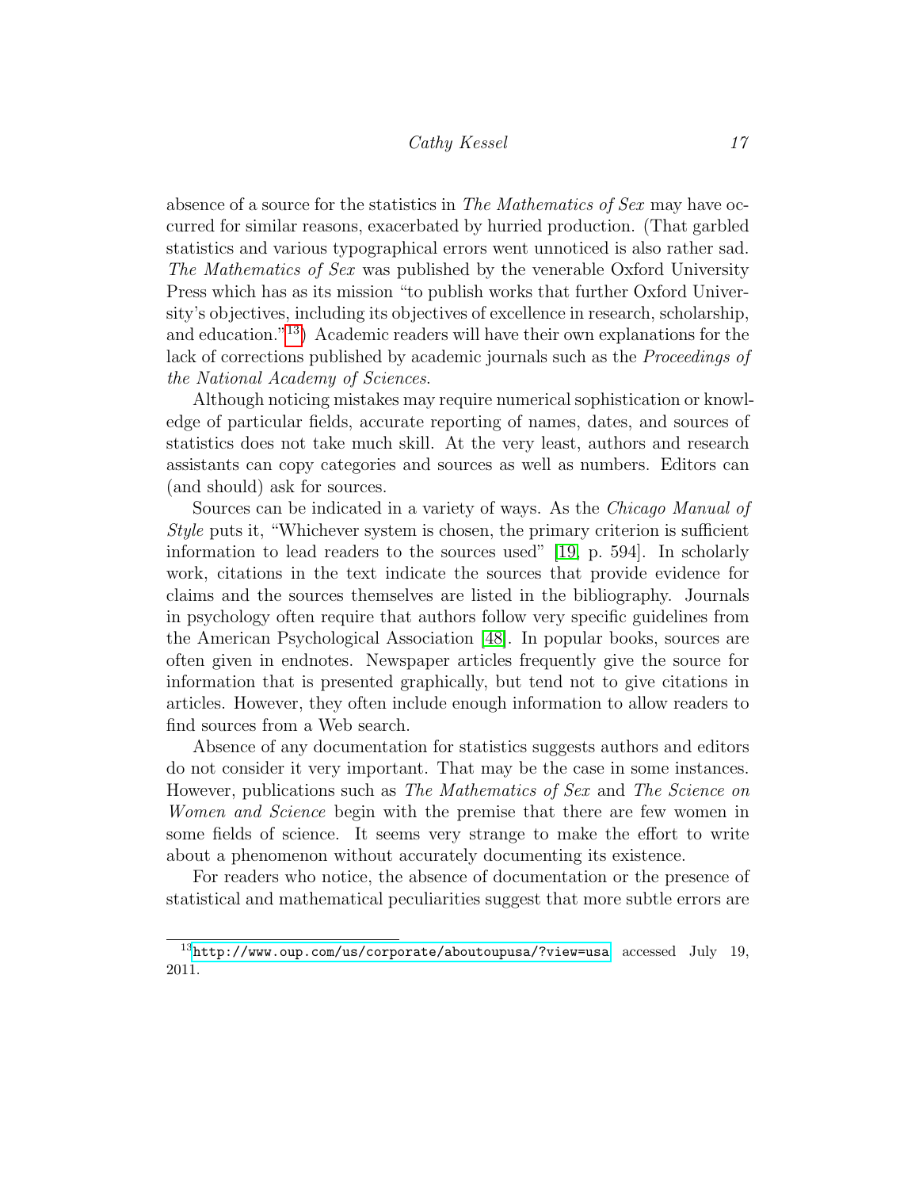absence of a source for the statistics in *The Mathematics of Sex* may have occurred for similar reasons, exacerbated by hurried production. (That garbled statistics and various typographical errors went unnoticed is also rather sad. *The Mathematics of Sex* was published by the venerable Oxford University Press which has as its mission "to publish works that further Oxford University's objectives, including its objectives of excellence in research, scholarship, and education."[13]) Academic readers will have their own explanations for the lack of corrections published by academic journals such as the *Proceedings of the National Academy of Sciences*.

Although noticing mistakes may require numerical sophistication or knowledge of particular fields, accurate reporting of names, dates, and sources of statistics does not take much skill. At the very least, authors and research assistants can copy categories and sources as well as numbers. Editors can (and should) ask for sources.

Sources can be indicated in a variety of ways. As the *Chicago Manual of Style* puts it, "Whichever system is chosen, the primary criterion is sufficient information to lead readers to the sources used" [19, p. 594]. In scholarly work, citations in the text indicate the sources that provide evidence for claims and the sources themselves are listed in the bibliography. Journals in psychology often require that authors follow very specific guidelines from the American Psychological Association [48]. In popular books, sources are often given in endnotes. Newspaper articles frequently give the source for information that is presented graphically, but tend not to give citations in articles. However, they often include enough information to allow readers to find sources from a Web search.

Absence of any documentation for statistics suggests authors and editors do not consider it very important. That may be the case in some instances. However, publications such as *The Mathematics of Sex* and *The Science on Women and Science* begin with the premise that there are few women in some fields of science. It seems very strange to make the effort to write about a phenomenon without accurately documenting its existence.

For readers who notice, the absence of documentation or the presence of statistical and mathematical peculiarities suggest that more subtle errors are

---

[13] http://www.oup.com/us/corporate/aboutoupusa/?view=usa accessed July 19, 2011.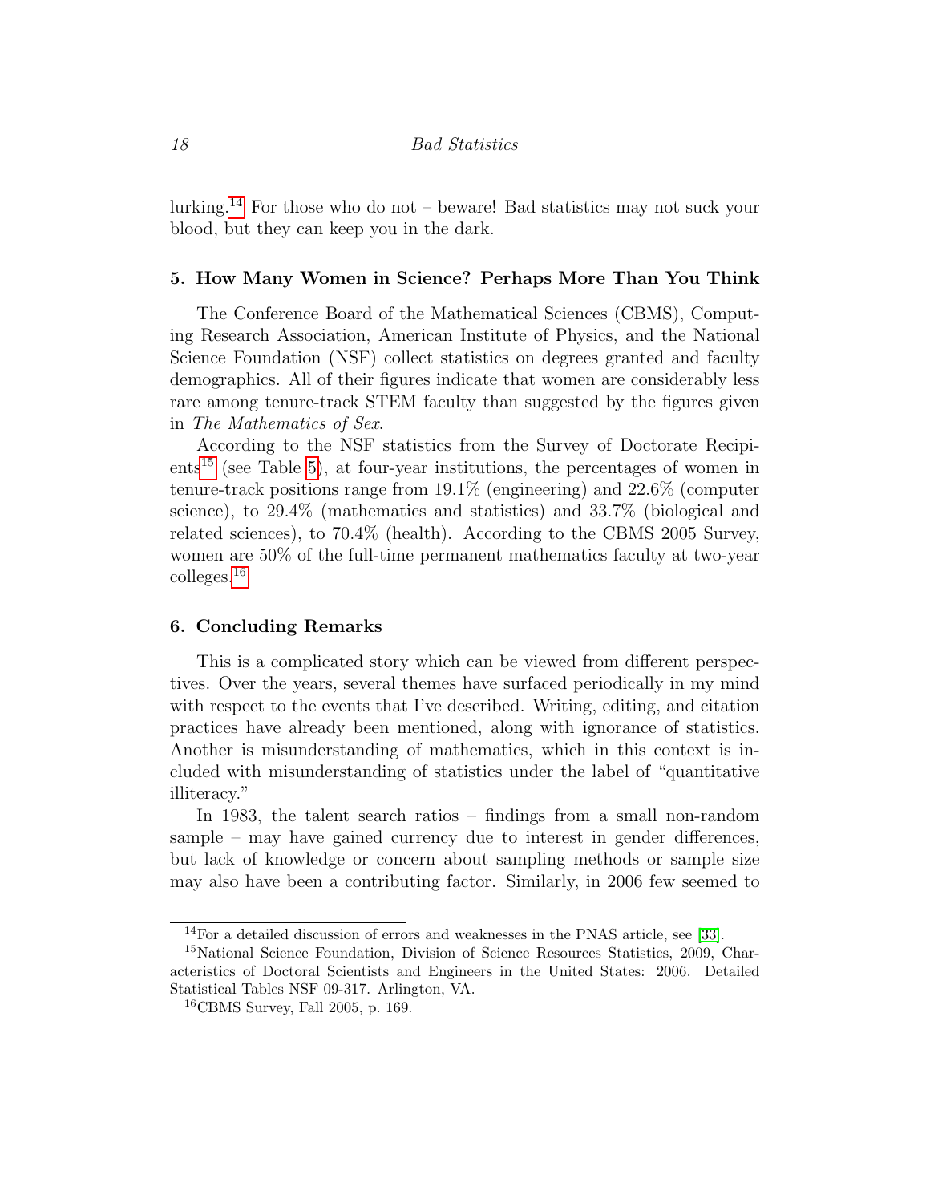lurking.[14] For those who do not – beware! Bad statistics may not suck your blood, but they can keep you in the dark.

## 5. How Many Women in Science? Perhaps More Than You Think

The Conference Board of the Mathematical Sciences (CBMS), Computing Research Association, American Institute of Physics, and the National Science Foundation (NSF) collect statistics on degrees granted and faculty demographics. All of their figures indicate that women are considerably less rare among tenure-track STEM faculty than suggested by the figures given in *The Mathematics of Sex*.

According to the NSF statistics from the Survey of Doctorate Recipients[15] (see Table 5), at four-year institutions, the percentages of women in tenure-track positions range from 19.1% (engineering) and 22.6% (computer science), to 29.4% (mathematics and statistics) and 33.7% (biological and related sciences), to 70.4% (health). According to the CBMS 2005 Survey, women are 50% of the full-time permanent mathematics faculty at two-year colleges.[16]

## 6. Concluding Remarks

This is a complicated story which can be viewed from different perspectives. Over the years, several themes have surfaced periodically in my mind with respect to the events that I've described. Writing, editing, and citation practices have already been mentioned, along with ignorance of statistics. Another is misunderstanding of mathematics, which in this context is included with misunderstanding of statistics under the label of "quantitative illiteracy."

In 1983, the talent search ratios – findings from a small non-random sample – may have gained currency due to interest in gender differences, but lack of knowledge or concern about sampling methods or sample size may also have been a contributing factor. Similarly, in 2006 few seemed to

---

[14] For a detailed discussion of errors and weaknesses in the PNAS article, see [33].

[15] National Science Foundation, Division of Science Resources Statistics, 2009, Characteristics of Doctoral Scientists and Engineers in the United States: 2006. Detailed Statistical Tables NSF 09-317. Arlington, VA.

[16] CBMS Survey, Fall 2005, p. 169.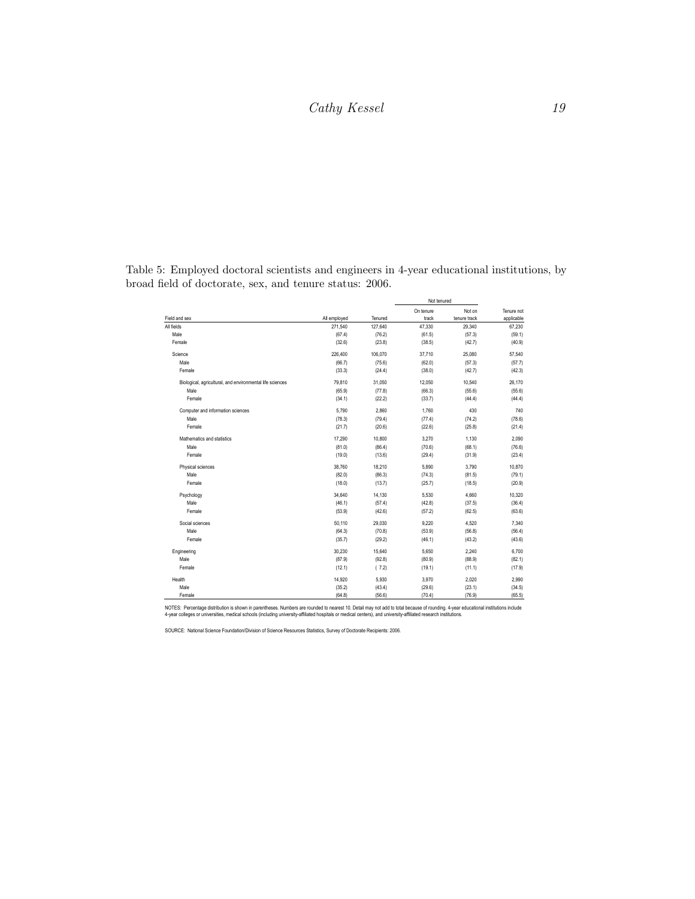Table 5: Employed doctoral scientists and engineers in 4-year educational institutions, by broad field of doctorate, sex, and tenure status: 2006.

| Field and sex | All employed | Tenured | Not tenured: On tenure track | Not tenured: Not on tenure track | Tenure not applicable |
|---|---|---|---|---|---|
| All fields | 271,540 | 127,640 | 47,330 | 29,340 | 67,230 |
| Male | (67.4) | (76.2) | (61.5) | (57.3) | (59.1) |
| Female | (32.6) | (23.8) | (38.5) | (42.7) | (40.9) |
| Science | 226,400 | 106,070 | 37,710 | 25,080 | 57,540 |
| Male | (66.7) | (75.6) | (62.0) | (57.3) | (57.7) |
| Female | (33.3) | (24.4) | (38.0) | (42.7) | (42.3) |
| Biological, agricultural, and environmental life sciences | 79,810 | 31,050 | 12,050 | 10,540 | 26,170 |
| Male | (65.9) | (77.8) | (66.3) | (55.6) | (55.6) |
| Female | (34.1) | (22.2) | (33.7) | (44.4) | (44.4) |
| Computer and information sciences | 5,790 | 2,860 | 1,760 | 430 | 740 |
| Male | (78.3) | (79.4) | (77.4) | (74.2) | (78.6) |
| Female | (21.7) | (20.6) | (22.6) | (25.8) | (21.4) |
| Mathematics and statistics | 17,290 | 10,800 | 3,270 | 1,130 | 2,090 |
| Male | (81.0) | (86.4) | (70.6) | (68.1) | (76.6) |
| Female | (19.0) | (13.6) | (29.4) | (31.9) | (23.4) |
| Physical sciences | 38,760 | 18,210 | 5,890 | 3,790 | 10,870 |
| Male | (82.0) | (86.3) | (74.3) | (81.5) | (79.1) |
| Female | (18.0) | (13.7) | (25.7) | (18.5) | (20.9) |
| Psychology | 34,640 | 14,130 | 5,530 | 4,660 | 10,320 |
| Male | (46.1) | (57.4) | (42.8) | (37.5) | (36.4) |
| Female | (53.9) | (42.6) | (57.2) | (62.5) | (63.6) |
| Social sciences | 50,110 | 29,030 | 9,220 | 4,520 | 7,340 |
| Male | (64.3) | (70.8) | (53.9) | (56.8) | (56.4) |
| Female | (35.7) | (29.2) | (46.1) | (43.2) | (43.6) |
| Engineering | 30,230 | 15,640 | 5,650 | 2,240 | 6,700 |
| Male | (87.9) | (92.8) | (80.9) | (88.9) | (82.1) |
| Female | (12.1) | ( 7.2) | (19.1) | (11.1) | (17.9) |
| Health | 14,920 | 5,930 | 3,970 | 2,020 | 2,990 |
| Male | (35.2) | (43.4) | (29.6) | (23.1) | (34.5) |
| Female | (64.8) | (56.6) | (70.4) | (76.9) | (65.5) |

NOTES: Percentage distribution is shown in parentheses. Numbers are rounded to nearest 10. Detail may not add to total because of rounding. 4-year educational institutions include 4-year colleges or universities, medical schools (including university-affiliated hospitals or medical centers), and university-affiliated research institutions.

SOURCE: National Science Foundation/Division of Science Resources Statistics, Survey of Doctorate Recipients: 2006.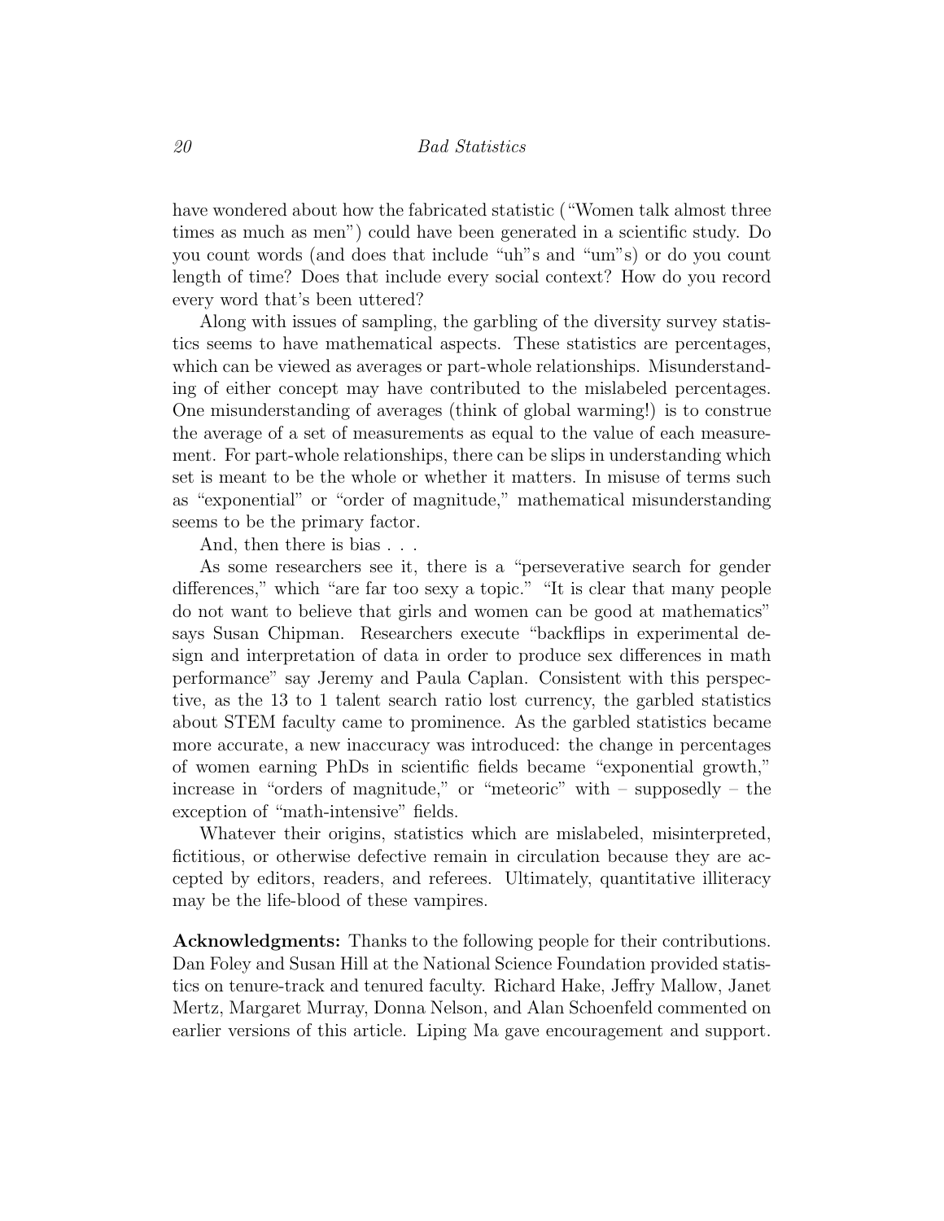have wondered about how the fabricated statistic ("Women talk almost three times as much as men") could have been generated in a scientific study. Do you count words (and does that include "uh"s and "um"s) or do you count length of time? Does that include every social context? How do you record every word that's been uttered?

Along with issues of sampling, the garbling of the diversity survey statistics seems to have mathematical aspects. These statistics are percentages, which can be viewed as averages or part-whole relationships. Misunderstanding of either concept may have contributed to the mislabeled percentages. One misunderstanding of averages (think of global warming!) is to construe the average of a set of measurements as equal to the value of each measurement. For part-whole relationships, there can be slips in understanding which set is meant to be the whole or whether it matters. In misuse of terms such as "exponential" or "order of magnitude," mathematical misunderstanding seems to be the primary factor.

And, then there is bias . . .

As some researchers see it, there is a "perseverative search for gender differences," which "are far too sexy a topic." "It is clear that many people do not want to believe that girls and women can be good at mathematics" says Susan Chipman. Researchers execute "backflips in experimental design and interpretation of data in order to produce sex differences in math performance" say Jeremy and Paula Caplan. Consistent with this perspective, as the 13 to 1 talent search ratio lost currency, the garbled statistics about STEM faculty came to prominence. As the garbled statistics became more accurate, a new inaccuracy was introduced: the change in percentages of women earning PhDs in scientific fields became "exponential growth," increase in "orders of magnitude," or "meteoric" with – supposedly – the exception of "math-intensive" fields.

Whatever their origins, statistics which are mislabeled, misinterpreted, fictitious, or otherwise defective remain in circulation because they are accepted by editors, readers, and referees. Ultimately, quantitative illiteracy may be the life-blood of these vampires.

**Acknowledgments:** Thanks to the following people for their contributions. Dan Foley and Susan Hill at the National Science Foundation provided statistics on tenure-track and tenured faculty. Richard Hake, Jeffry Mallow, Janet Mertz, Margaret Murray, Donna Nelson, and Alan Schoenfeld commented on earlier versions of this article. Liping Ma gave encouragement and support.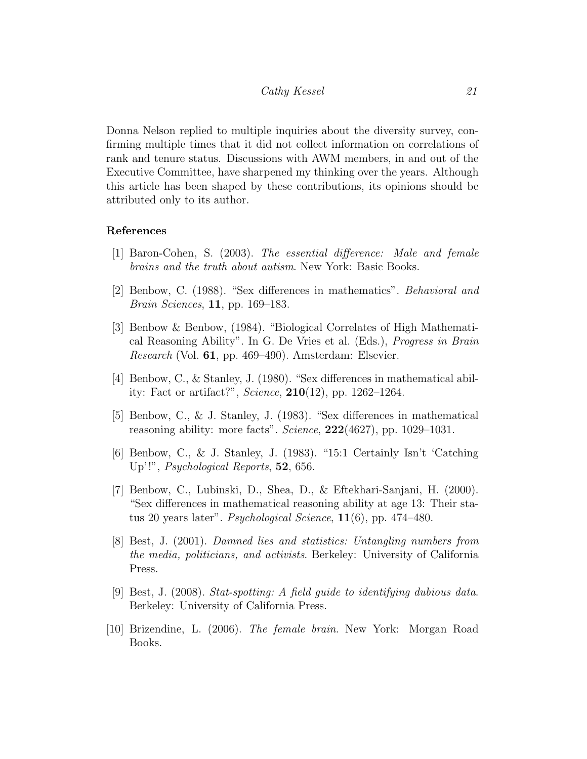Donna Nelson replied to multiple inquiries about the diversity survey, confirming multiple times that it did not collect information on correlations of rank and tenure status. Discussions with AWM members, in and out of the Executive Committee, have sharpened my thinking over the years. Although this article has been shaped by these contributions, its opinions should be attributed only to its author.

## References

[1] Baron-Cohen, S. (2003). *The essential difference: Male and female brains and the truth about autism*. New York: Basic Books.

[2] Benbow, C. (1988). "Sex differences in mathematics". *Behavioral and Brain Sciences*, **11**, pp. 169–183.

[3] Benbow & Benbow, (1984). "Biological Correlates of High Mathematical Reasoning Ability". In G. De Vries et al. (Eds.), *Progress in Brain Research* (Vol. **61**, pp. 469–490). Amsterdam: Elsevier.

[4] Benbow, C., & Stanley, J. (1980). "Sex differences in mathematical ability: Fact or artifact?", *Science*, **210**(12), pp. 1262–1264.

[5] Benbow, C., & J. Stanley, J. (1983). "Sex differences in mathematical reasoning ability: more facts". *Science*, **222**(4627), pp. 1029–1031.

[6] Benbow, C., & J. Stanley, J. (1983). "15:1 Certainly Isn't 'Catching Up'!", *Psychological Reports*, **52**, 656.

[7] Benbow, C., Lubinski, D., Shea, D., & Eftekhari-Sanjani, H. (2000). "Sex differences in mathematical reasoning ability at age 13: Their status 20 years later". *Psychological Science*, **11**(6), pp. 474–480.

[8] Best, J. (2001). *Damned lies and statistics: Untangling numbers from the media, politicians, and activists*. Berkeley: University of California Press.

[9] Best, J. (2008). *Stat-spotting: A field guide to identifying dubious data*. Berkeley: University of California Press.

[10] Brizendine, L. (2006). *The female brain*. New York: Morgan Road Books.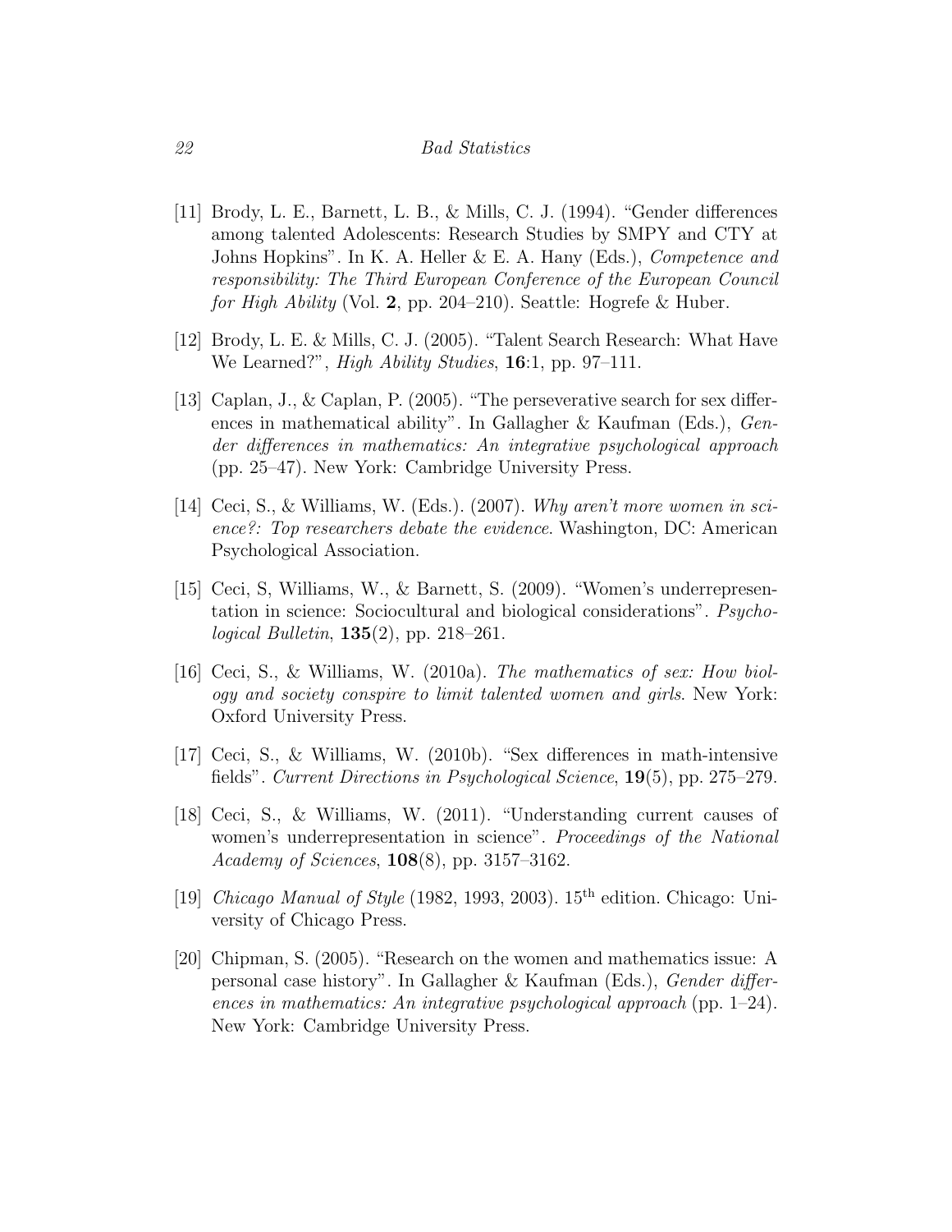[11] Brody, L. E., Barnett, L. B., & Mills, C. J. (1994). "Gender differences among talented Adolescents: Research Studies by SMPY and CTY at Johns Hopkins". In K. A. Heller & E. A. Hany (Eds.), *Competence and responsibility: The Third European Conference of the European Council for High Ability* (Vol. **2**, pp. 204–210). Seattle: Hogrefe & Huber.

[12] Brody, L. E. & Mills, C. J. (2005). "Talent Search Research: What Have We Learned?", *High Ability Studies*, **16**:1, pp. 97–111.

[13] Caplan, J., & Caplan, P. (2005). "The perseverative search for sex differences in mathematical ability". In Gallagher & Kaufman (Eds.), *Gender differences in mathematics: An integrative psychological approach* (pp. 25–47). New York: Cambridge University Press.

[14] Ceci, S., & Williams, W. (Eds.). (2007). *Why aren't more women in science?: Top researchers debate the evidence*. Washington, DC: American Psychological Association.

[15] Ceci, S, Williams, W., & Barnett, S. (2009). "Women's underrepresentation in science: Sociocultural and biological considerations". *Psychological Bulletin*, **135**(2), pp. 218–261.

[16] Ceci, S., & Williams, W. (2010a). *The mathematics of sex: How biology and society conspire to limit talented women and girls*. New York: Oxford University Press.

[17] Ceci, S., & Williams, W. (2010b). "Sex differences in math-intensive fields". *Current Directions in Psychological Science*, **19**(5), pp. 275–279.

[18] Ceci, S., & Williams, W. (2011). "Understanding current causes of women's underrepresentation in science". *Proceedings of the National Academy of Sciences*, **108**(8), pp. 3157–3162.

[19] *Chicago Manual of Style* (1982, 1993, 2003). 15th edition. Chicago: University of Chicago Press.

[20] Chipman, S. (2005). "Research on the women and mathematics issue: A personal case history". In Gallagher & Kaufman (Eds.), *Gender differences in mathematics: An integrative psychological approach* (pp. 1–24). New York: Cambridge University Press.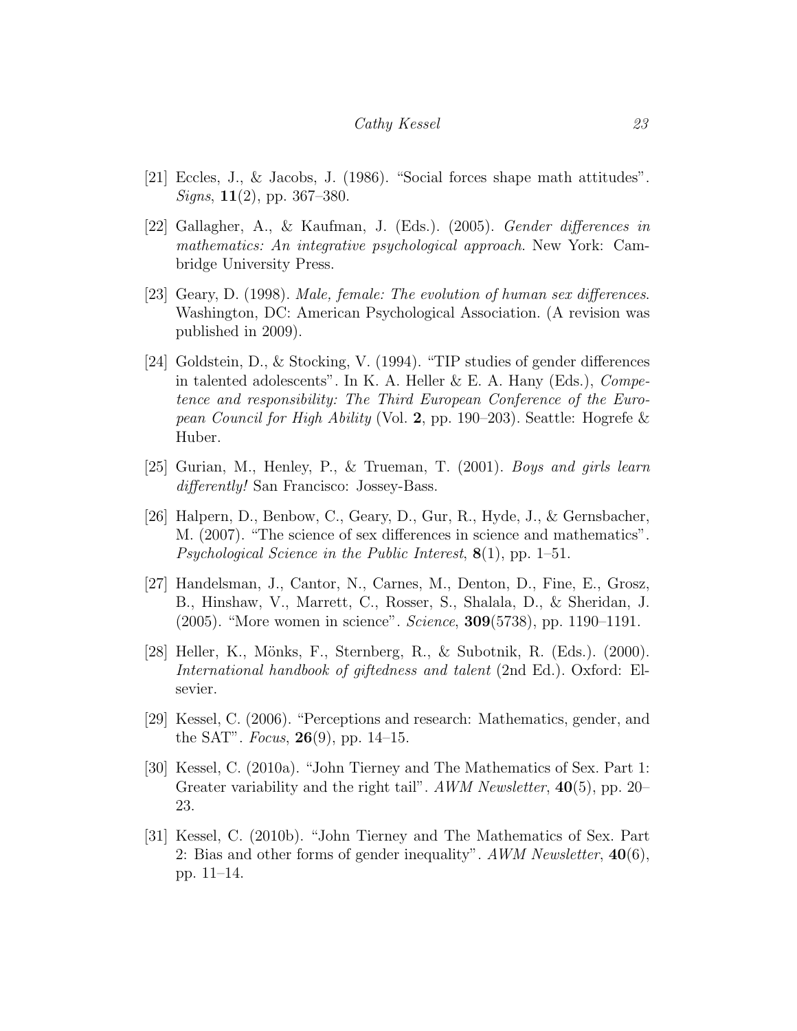[21] Eccles, J., & Jacobs, J. (1986). "Social forces shape math attitudes". *Signs*, **11**(2), pp. 367–380.

[22] Gallagher, A., & Kaufman, J. (Eds.). (2005). *Gender differences in mathematics: An integrative psychological approach*. New York: Cambridge University Press.

[23] Geary, D. (1998). *Male, female: The evolution of human sex differences*. Washington, DC: American Psychological Association. (A revision was published in 2009).

[24] Goldstein, D., & Stocking, V. (1994). "TIP studies of gender differences in talented adolescents". In K. A. Heller & E. A. Hany (Eds.), *Competence and responsibility: The Third European Conference of the European Council for High Ability* (Vol. **2**, pp. 190–203). Seattle: Hogrefe & Huber.

[25] Gurian, M., Henley, P., & Trueman, T. (2001). *Boys and girls learn differently!* San Francisco: Jossey-Bass.

[26] Halpern, D., Benbow, C., Geary, D., Gur, R., Hyde, J., & Gernsbacher, M. (2007). "The science of sex differences in science and mathematics". *Psychological Science in the Public Interest*, **8**(1), pp. 1–51.

[27] Handelsman, J., Cantor, N., Carnes, M., Denton, D., Fine, E., Grosz, B., Hinshaw, V., Marrett, C., Rosser, S., Shalala, D., & Sheridan, J. (2005). "More women in science". *Science*, **309**(5738), pp. 1190–1191.

[28] Heller, K., Mönks, F., Sternberg, R., & Subotnik, R. (Eds.). (2000). *International handbook of giftedness and talent* (2nd Ed.). Oxford: Elsevier.

[29] Kessel, C. (2006). "Perceptions and research: Mathematics, gender, and the SAT". *Focus*, **26**(9), pp. 14–15.

[30] Kessel, C. (2010a). "John Tierney and The Mathematics of Sex. Part 1: Greater variability and the right tail". *AWM Newsletter*, **40**(5), pp. 20–23.

[31] Kessel, C. (2010b). "John Tierney and The Mathematics of Sex. Part 2: Bias and other forms of gender inequality". *AWM Newsletter*, **40**(6), pp. 11–14.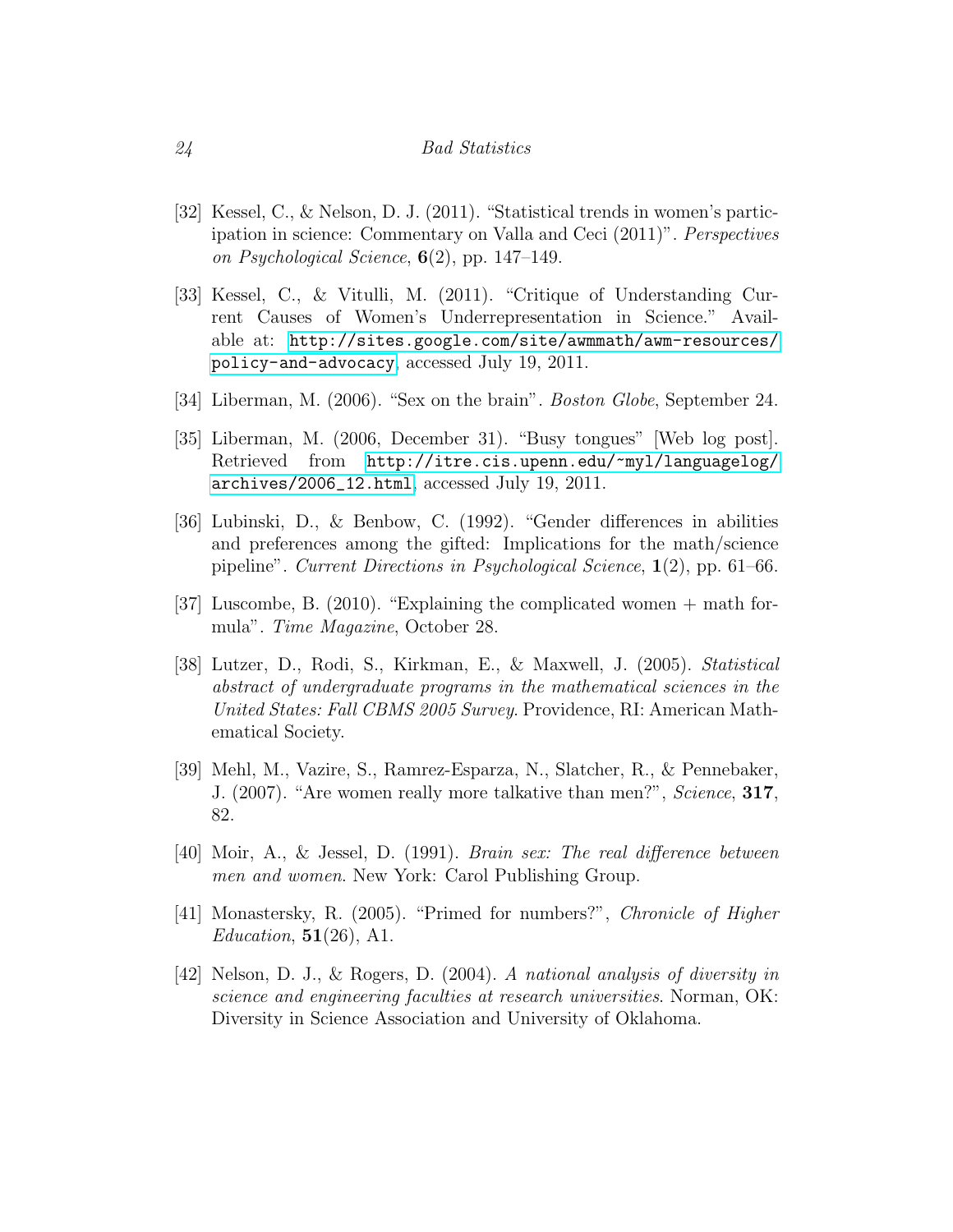[32] Kessel, C., & Nelson, D. J. (2011). "Statistical trends in women's participation in science: Commentary on Valla and Ceci (2011)". *Perspectives on Psychological Science*, **6**(2), pp. 147–149.

[33] Kessel, C., & Vitulli, M. (2011). "Critique of Understanding Current Causes of Women's Underrepresentation in Science." Available at: `http://sites.google.com/site/awmmath/awm-resources/policy-and-advocacy`, accessed July 19, 2011.

[34] Liberman, M. (2006). "Sex on the brain". *Boston Globe*, September 24.

[35] Liberman, M. (2006, December 31). "Busy tongues" [Web log post]. Retrieved from `http://itre.cis.upenn.edu/~myl/languagelog/archives/2006_12.html`, accessed July 19, 2011.

[36] Lubinski, D., & Benbow, C. (1992). "Gender differences in abilities and preferences among the gifted: Implications for the math/science pipeline". *Current Directions in Psychological Science*, **1**(2), pp. 61–66.

[37] Luscombe, B. (2010). "Explaining the complicated women + math formula". *Time Magazine*, October 28.

[38] Lutzer, D., Rodi, S., Kirkman, E., & Maxwell, J. (2005). *Statistical abstract of undergraduate programs in the mathematical sciences in the United States: Fall CBMS 2005 Survey*. Providence, RI: American Mathematical Society.

[39] Mehl, M., Vazire, S., Ramrez-Esparza, N., Slatcher, R., & Pennebaker, J. (2007). "Are women really more talkative than men?", *Science*, **317**, 82.

[40] Moir, A., & Jessel, D. (1991). *Brain sex: The real difference between men and women*. New York: Carol Publishing Group.

[41] Monastersky, R. (2005). "Primed for numbers?", *Chronicle of Higher Education*, **51**(26), A1.

[42] Nelson, D. J., & Rogers, D. (2004). *A national analysis of diversity in science and engineering faculties at research universities*. Norman, OK: Diversity in Science Association and University of Oklahoma.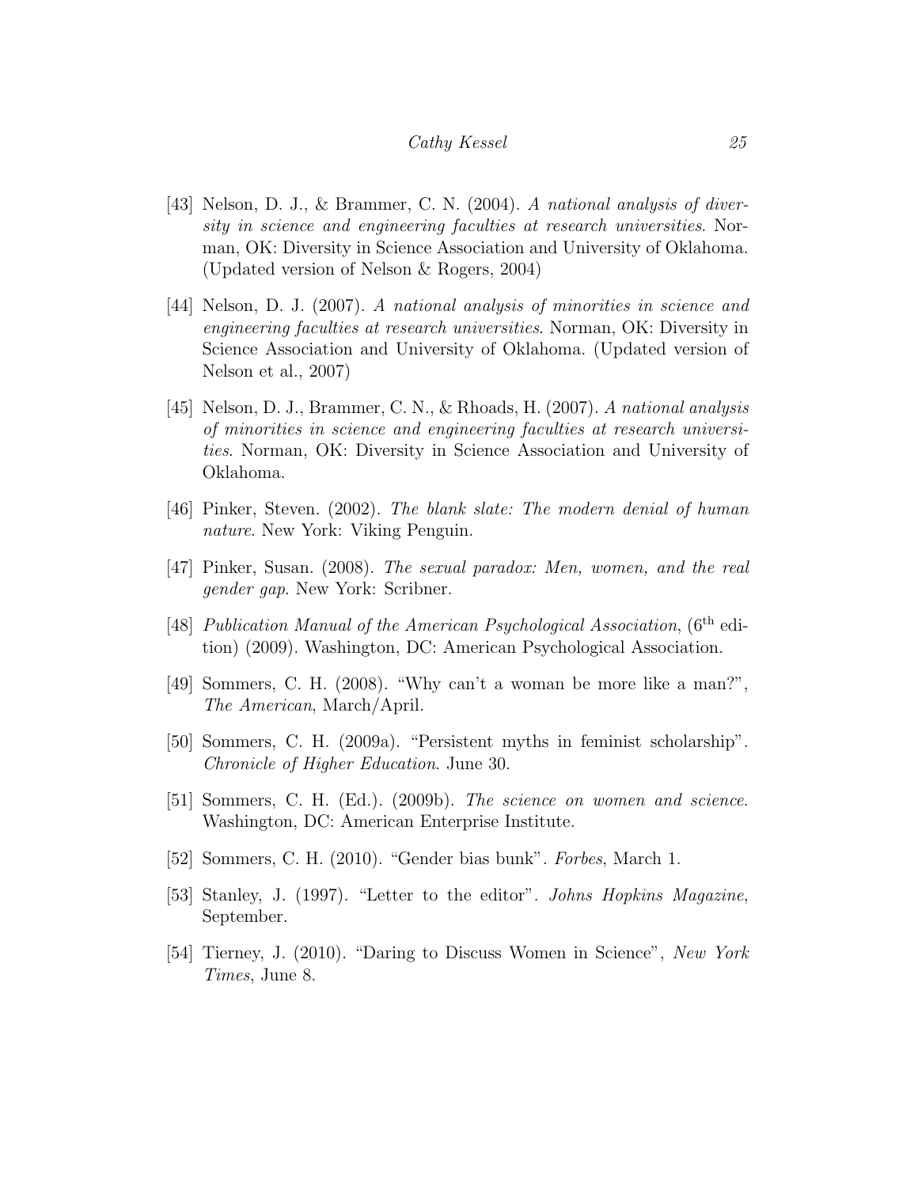[43] Nelson, D. J., & Brammer, C. N. (2004). *A national analysis of diversity in science and engineering faculties at research universities*. Norman, OK: Diversity in Science Association and University of Oklahoma. (Updated version of Nelson & Rogers, 2004)

[44] Nelson, D. J. (2007). *A national analysis of minorities in science and engineering faculties at research universities*. Norman, OK: Diversity in Science Association and University of Oklahoma. (Updated version of Nelson et al., 2007)

[45] Nelson, D. J., Brammer, C. N., & Rhoads, H. (2007). *A national analysis of minorities in science and engineering faculties at research universities*. Norman, OK: Diversity in Science Association and University of Oklahoma.

[46] Pinker, Steven. (2002). *The blank slate: The modern denial of human nature*. New York: Viking Penguin.

[47] Pinker, Susan. (2008). *The sexual paradox: Men, women, and the real gender gap*. New York: Scribner.

[48] *Publication Manual of the American Psychological Association*, (6th edition) (2009). Washington, DC: American Psychological Association.

[49] Sommers, C. H. (2008). "Why can't a woman be more like a man?", *The American*, March/April.

[50] Sommers, C. H. (2009a). "Persistent myths in feminist scholarship". *Chronicle of Higher Education*. June 30.

[51] Sommers, C. H. (Ed.). (2009b). *The science on women and science*. Washington, DC: American Enterprise Institute.

[52] Sommers, C. H. (2010). "Gender bias bunk". *Forbes*, March 1.

[53] Stanley, J. (1997). "Letter to the editor". *Johns Hopkins Magazine*, September.

[54] Tierney, J. (2010). "Daring to Discuss Women in Science", *New York Times*, June 8.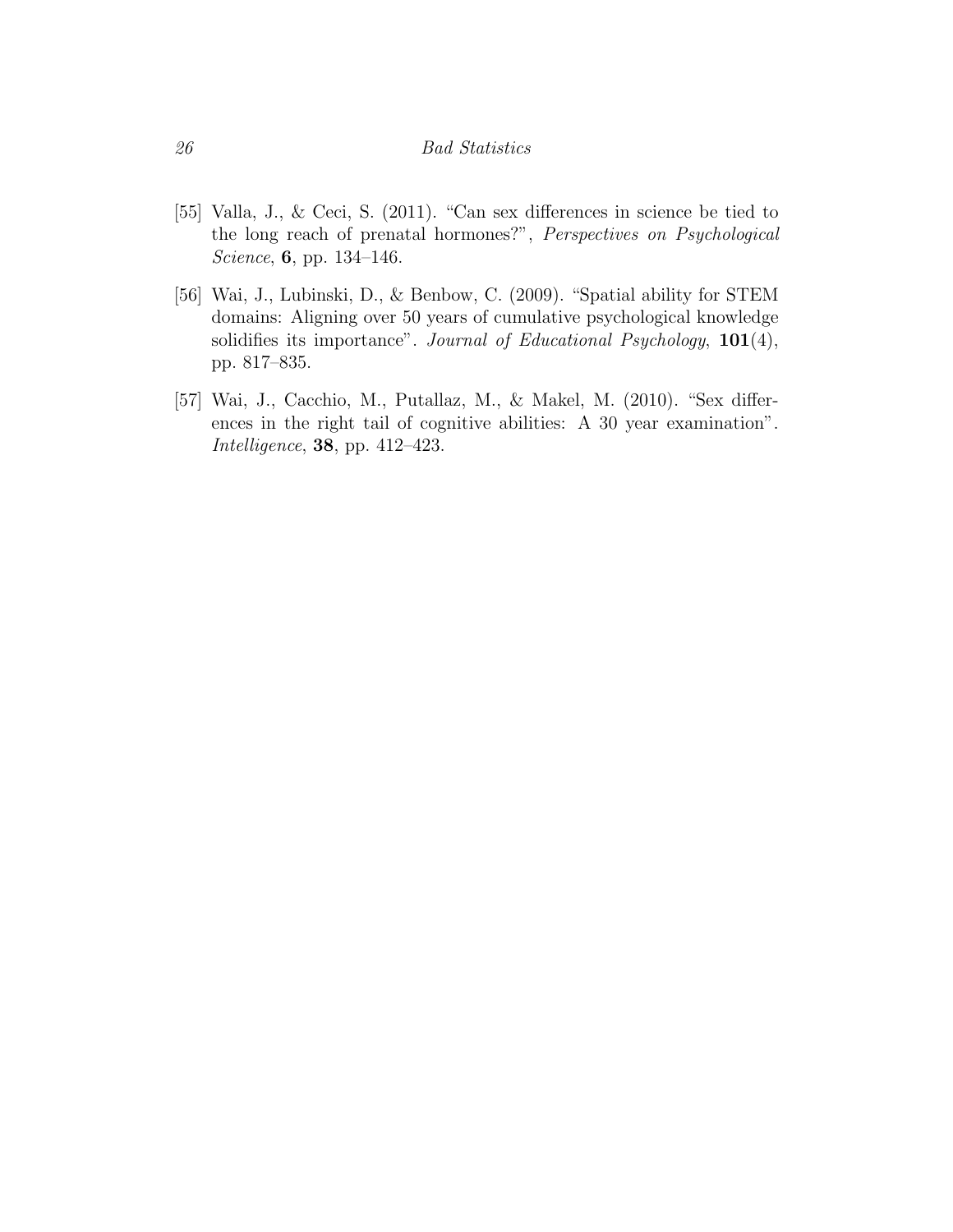[55] Valla, J., & Ceci, S. (2011). "Can sex differences in science be tied to the long reach of prenatal hormones?", *Perspectives on Psychological Science*, **6**, pp. 134–146.

[56] Wai, J., Lubinski, D., & Benbow, C. (2009). "Spatial ability for STEM domains: Aligning over 50 years of cumulative psychological knowledge solidifies its importance". *Journal of Educational Psychology*, **101**(4), pp. 817–835.

[57] Wai, J., Cacchio, M., Putallaz, M., & Makel, M. (2010). "Sex differences in the right tail of cognitive abilities: A 30 year examination". *Intelligence*, **38**, pp. 412–423.